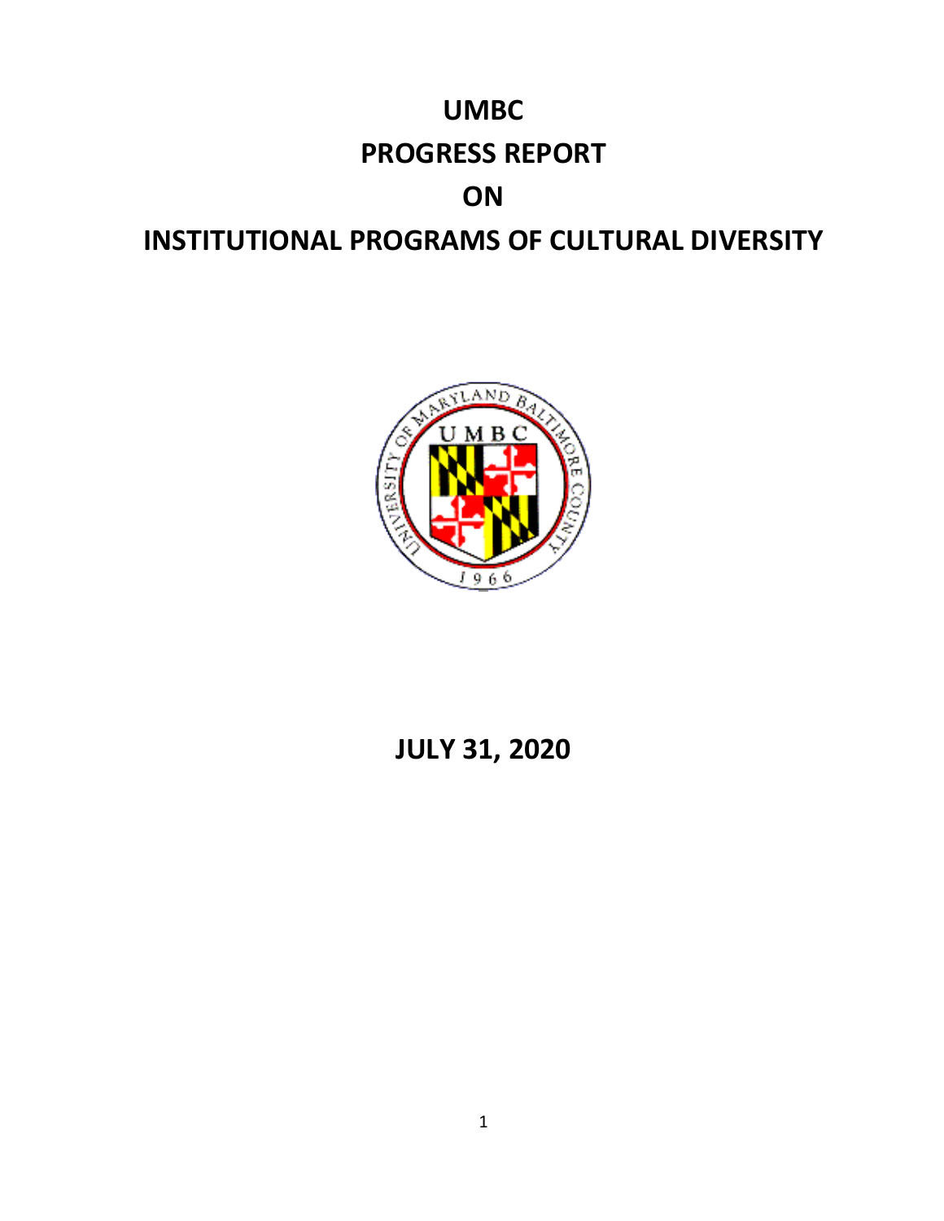# UMBC

# PROGRESS REPORT

# ON

# INSTITUTIONAL PROGRAMS OF CULTURAL DIVERSITY

**JULY 31, 2020**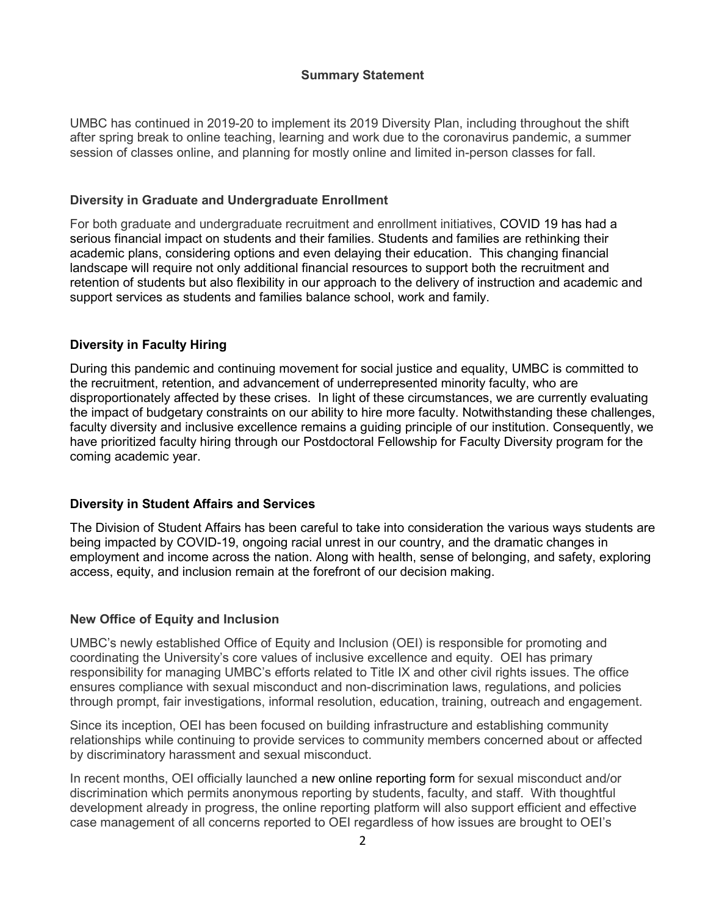## Summary Statement

UMBC has continued in 2019-20 to implement its 2019 Diversity Plan, including throughout the shift after spring break to online teaching, learning and work due to the coronavirus pandemic, a summer session of classes online, and planning for mostly online and limited in-person classes for fall.

### Diversity in Graduate and Undergraduate Enrollment

For both graduate and undergraduate recruitment and enrollment initiatives, COVID 19 has had a serious financial impact on students and their families. Students and families are rethinking their academic plans, considering options and even delaying their education. This changing financial landscape will require not only additional financial resources to support both the recruitment and retention of students but also flexibility in our approach to the delivery of instruction and academic and support services as students and families balance school, work and family.

### Diversity in Faculty Hiring

During this pandemic and continuing movement for social justice and equality, UMBC is committed to the recruitment, retention, and advancement of underrepresented minority faculty, who are disproportionately affected by these crises. In light of these circumstances, we are currently evaluating the impact of budgetary constraints on our ability to hire more faculty. Notwithstanding these challenges, faculty diversity and inclusive excellence remains a guiding principle of our institution. Consequently, we have prioritized faculty hiring through our Postdoctoral Fellowship for Faculty Diversity program for the coming academic year.

### Diversity in Student Affairs and Services

The Division of Student Affairs has been careful to take into consideration the various ways students are being impacted by COVID-19, ongoing racial unrest in our country, and the dramatic changes in employment and income across the nation. Along with health, sense of belonging, and safety, exploring access, equity, and inclusion remain at the forefront of our decision making.

### New Office of Equity and Inclusion

UMBC's newly established Office of Equity and Inclusion (OEI) is responsible for promoting and coordinating the University's core values of inclusive excellence and equity. OEI has primary responsibility for managing UMBC's efforts related to Title IX and other civil rights issues. The office ensures compliance with sexual misconduct and non-discrimination laws, regulations, and policies through prompt, fair investigations, informal resolution, education, training, outreach and engagement.

Since its inception, OEI has been focused on building infrastructure and establishing community relationships while continuing to provide services to community members concerned about or affected by discriminatory harassment and sexual misconduct.

In recent months, OEI officially launched a new online reporting form for sexual misconduct and/or discrimination which permits anonymous reporting by students, faculty, and staff. With thoughtful development already in progress, the online reporting platform will also support efficient and effective case management of all concerns reported to OEI regardless of how issues are brought to OEI's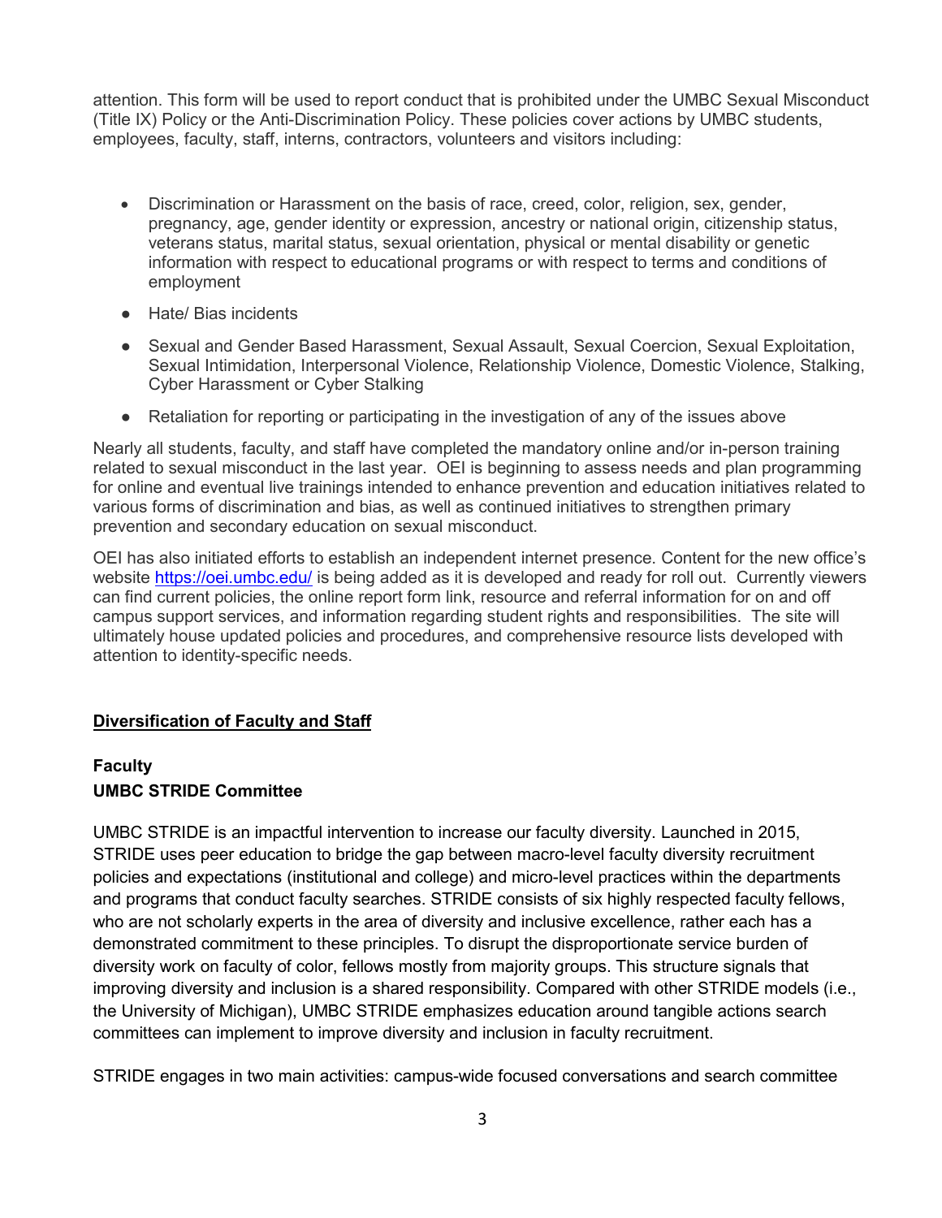attention. This form will be used to report conduct that is prohibited under the UMBC Sexual Misconduct (Title IX) Policy or the Anti-Discrimination Policy. These policies cover actions by UMBC students, employees, faculty, staff, interns, contractors, volunteers and visitors including:

- Discrimination or Harassment on the basis of race, creed, color, religion, sex, gender, pregnancy, age, gender identity or expression, ancestry or national origin, citizenship status, veterans status, marital status, sexual orientation, physical or mental disability or genetic information with respect to educational programs or with respect to terms and conditions of employment
- Hate/ Bias incidents
- Sexual and Gender Based Harassment, Sexual Assault, Sexual Coercion, Sexual Exploitation, Sexual Intimidation, Interpersonal Violence, Relationship Violence, Domestic Violence, Stalking, Cyber Harassment or Cyber Stalking
- Retaliation for reporting or participating in the investigation of any of the issues above

Nearly all students, faculty, and staff have completed the mandatory online and/or in-person training related to sexual misconduct in the last year. OEI is beginning to assess needs and plan programming for online and eventual live trainings intended to enhance prevention and education initiatives related to various forms of discrimination and bias, as well as continued initiatives to strengthen primary prevention and secondary education on sexual misconduct.

OEI has also initiated efforts to establish an independent internet presence. Content for the new office's website https://oei.umbc.edu/ is being added as it is developed and ready for roll out. Currently viewers can find current policies, the online report form link, resource and referral information for on and off campus support services, and information regarding student rights and responsibilities. The site will ultimately house updated policies and procedures, and comprehensive resource lists developed with attention to identity-specific needs.

## Diversification of Faculty and Staff

### Faculty

### UMBC STRIDE Committee

UMBC STRIDE is an impactful intervention to increase our faculty diversity. Launched in 2015, STRIDE uses peer education to bridge the gap between macro-level faculty diversity recruitment policies and expectations (institutional and college) and micro-level practices within the departments and programs that conduct faculty searches. STRIDE consists of six highly respected faculty fellows, who are not scholarly experts in the area of diversity and inclusive excellence, rather each has a demonstrated commitment to these principles. To disrupt the disproportionate service burden of diversity work on faculty of color, fellows mostly from majority groups. This structure signals that improving diversity and inclusion is a shared responsibility. Compared with other STRIDE models (i.e., the University of Michigan), UMBC STRIDE emphasizes education around tangible actions search committees can implement to improve diversity and inclusion in faculty recruitment.

STRIDE engages in two main activities: campus-wide focused conversations and search committee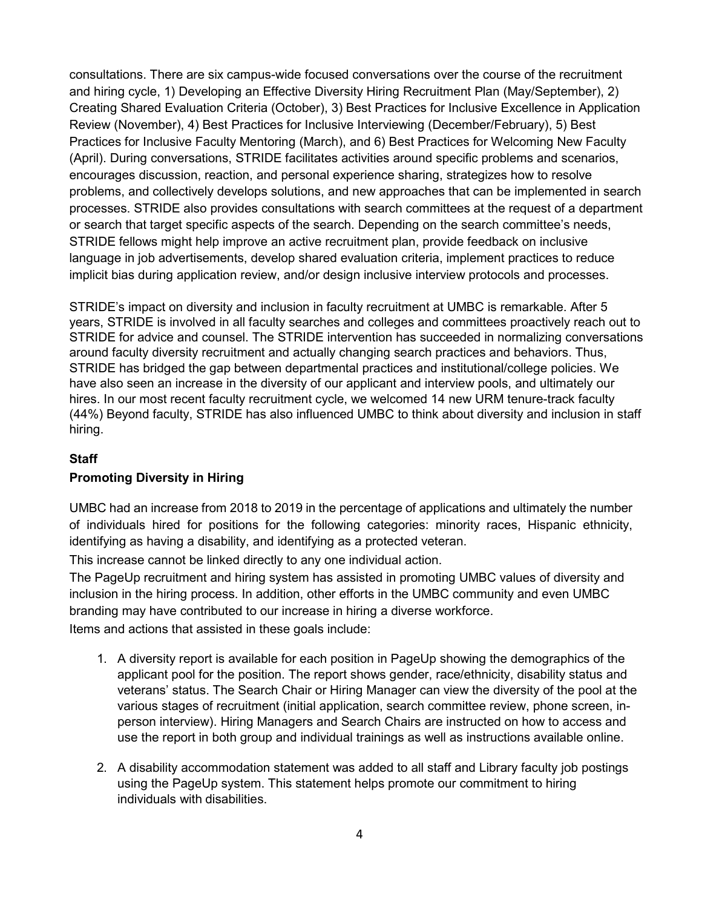consultations. There are six campus-wide focused conversations over the course of the recruitment and hiring cycle, 1) Developing an Effective Diversity Hiring Recruitment Plan (May/September), 2) Creating Shared Evaluation Criteria (October), 3) Best Practices for Inclusive Excellence in Application Review (November), 4) Best Practices for Inclusive Interviewing (December/February), 5) Best Practices for Inclusive Faculty Mentoring (March), and 6) Best Practices for Welcoming New Faculty (April). During conversations, STRIDE facilitates activities around specific problems and scenarios, encourages discussion, reaction, and personal experience sharing, strategizes how to resolve problems, and collectively develops solutions, and new approaches that can be implemented in search processes. STRIDE also provides consultations with search committees at the request of a department or search that target specific aspects of the search. Depending on the search committee's needs, STRIDE fellows might help improve an active recruitment plan, provide feedback on inclusive language in job advertisements, develop shared evaluation criteria, implement practices to reduce implicit bias during application review, and/or design inclusive interview protocols and processes.

STRIDE's impact on diversity and inclusion in faculty recruitment at UMBC is remarkable. After 5 years, STRIDE is involved in all faculty searches and colleges and committees proactively reach out to STRIDE for advice and counsel. The STRIDE intervention has succeeded in normalizing conversations around faculty diversity recruitment and actually changing search practices and behaviors. Thus, STRIDE has bridged the gap between departmental practices and institutional/college policies. We have also seen an increase in the diversity of our applicant and interview pools, and ultimately our hires. In our most recent faculty recruitment cycle, we welcomed 14 new URM tenure-track faculty (44%) Beyond faculty, STRIDE has also influenced UMBC to think about diversity and inclusion in staff hiring.

**Staff**

**Promoting Diversity in Hiring**

UMBC had an increase from 2018 to 2019 in the percentage of applications and ultimately the number of individuals hired for positions for the following categories: minority races, Hispanic ethnicity, identifying as having a disability, and identifying as a protected veteran.

This increase cannot be linked directly to any one individual action.

The PageUp recruitment and hiring system has assisted in promoting UMBC values of diversity and inclusion in the hiring process. In addition, other efforts in the UMBC community and even UMBC branding may have contributed to our increase in hiring a diverse workforce.

Items and actions that assisted in these goals include:

1. A diversity report is available for each position in PageUp showing the demographics of the applicant pool for the position. The report shows gender, race/ethnicity, disability status and veterans' status. The Search Chair or Hiring Manager can view the diversity of the pool at the various stages of recruitment (initial application, search committee review, phone screen, in-person interview). Hiring Managers and Search Chairs are instructed on how to access and use the report in both group and individual trainings as well as instructions available online.

2. A disability accommodation statement was added to all staff and Library faculty job postings using the PageUp system. This statement helps promote our commitment to hiring individuals with disabilities.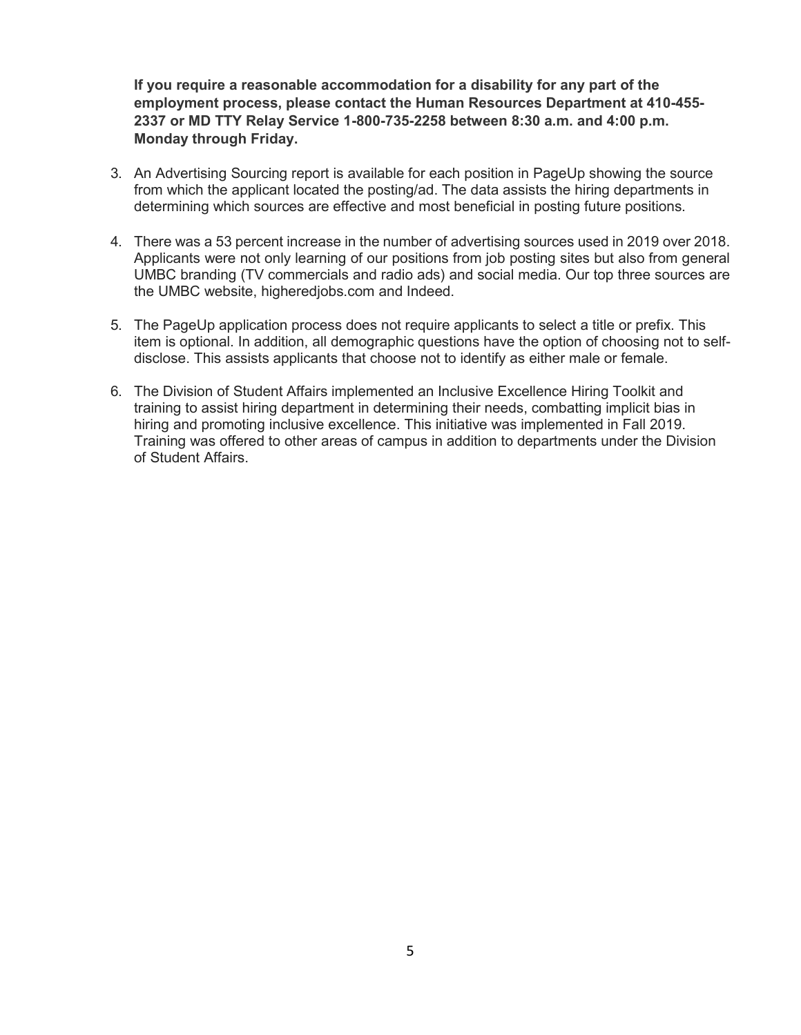**If you require a reasonable accommodation for a disability for any part of the employment process, please contact the Human Resources Department at 410-455-2337 or MD TTY Relay Service 1-800-735-2258 between 8:30 a.m. and 4:00 p.m. Monday through Friday.**

3. An Advertising Sourcing report is available for each position in PageUp showing the source from which the applicant located the posting/ad. The data assists the hiring departments in determining which sources are effective and most beneficial in posting future positions.

4. There was a 53 percent increase in the number of advertising sources used in 2019 over 2018. Applicants were not only learning of our positions from job posting sites but also from general UMBC branding (TV commercials and radio ads) and social media. Our top three sources are the UMBC website, higheredjobs.com and Indeed.

5. The PageUp application process does not require applicants to select a title or prefix. This item is optional. In addition, all demographic questions have the option of choosing not to self-disclose. This assists applicants that choose not to identify as either male or female.

6. The Division of Student Affairs implemented an Inclusive Excellence Hiring Toolkit and training to assist hiring department in determining their needs, combatting implicit bias in hiring and promoting inclusive excellence. This initiative was implemented in Fall 2019. Training was offered to other areas of campus in addition to departments under the Division of Student Affairs.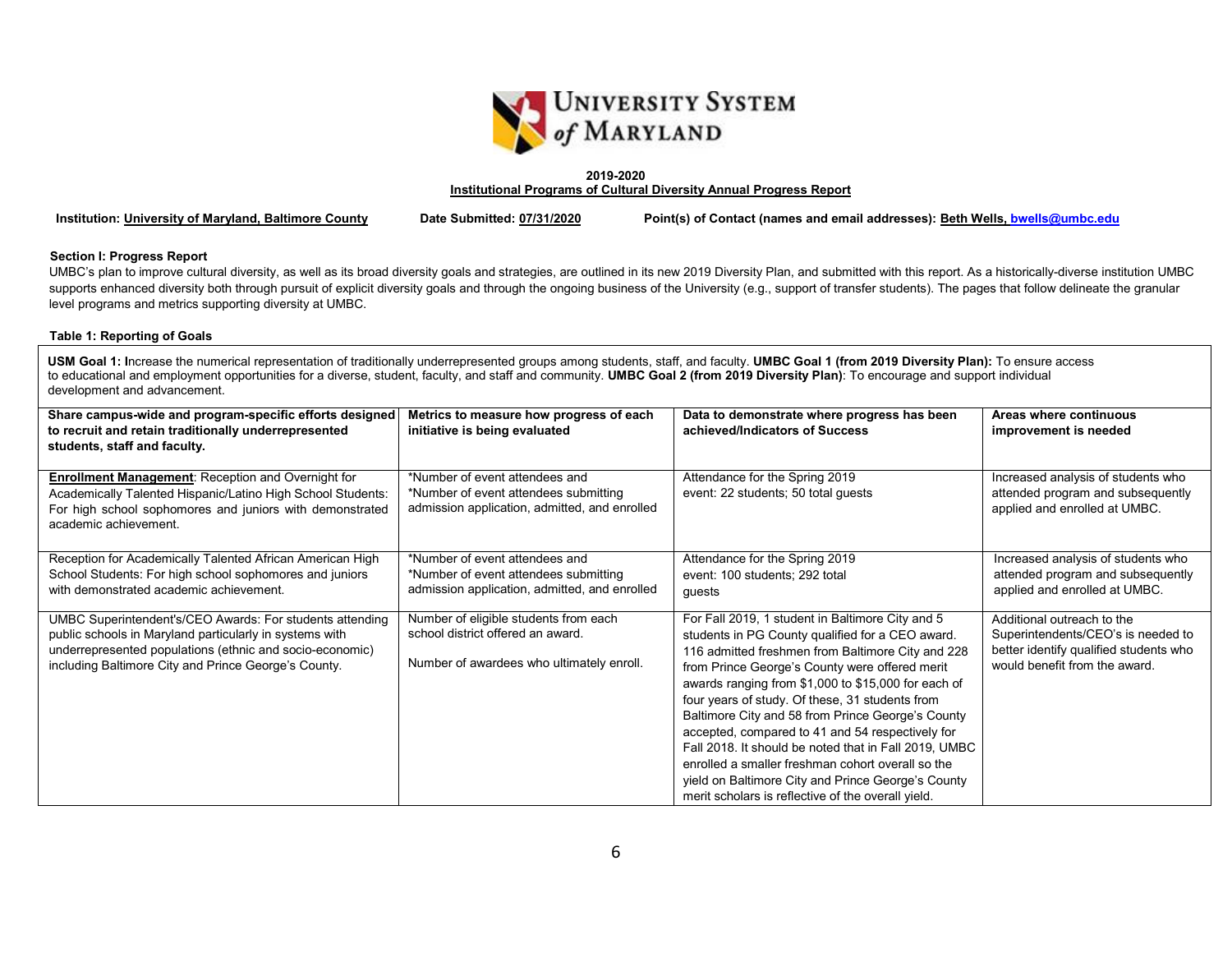**2019-2020**
**Institutional Programs of Cultural Diversity Annual Progress Report**

**Institution: University of Maryland, Baltimore County** **Date Submitted: 07/31/2020** **Point(s) of Contact (names and email addresses): Beth Wells, bwells@umbc.edu**

**Section I: Progress Report**

UMBC's plan to improve cultural diversity, as well as its broad diversity goals and strategies, are outlined in its new 2019 Diversity Plan, and submitted with this report. As a historically-diverse institution UMBC supports enhanced diversity both through pursuit of explicit diversity goals and through the ongoing business of the University (e.g., support of transfer students). The pages that follow delineate the granular level programs and metrics supporting diversity at UMBC.

**Table 1: Reporting of Goals**

**USM Goal 1: I**ncrease the numerical representation of traditionally underrepresented groups among students, staff, and faculty. **UMBC Goal 1 (from 2019 Diversity Plan):** To ensure access to educational and employment opportunities for a diverse, student, faculty, and staff and community. **UMBC Goal 2 (from 2019 Diversity Plan)**: To encourage and support individual development and advancement.

| Share campus-wide and program-specific efforts designed to recruit and retain traditionally underrepresented students, staff and faculty. | Metrics to measure how progress of each initiative is being evaluated | Data to demonstrate where progress has been achieved/Indicators of Success | Areas where continuous improvement is needed |
|---|---|---|---|
| **Enrollment Management**: Reception and Overnight for Academically Talented Hispanic/Latino High School Students: For high school sophomores and juniors with demonstrated academic achievement. | *Number of event attendees and *Number of event attendees submitting admission application, admitted, and enrolled | Attendance for the Spring 2019 event: 22 students; 50 total guests | Increased analysis of students who attended program and subsequently applied and enrolled at UMBC. |
| Reception for Academically Talented African American High School Students: For high school sophomores and juniors with demonstrated academic achievement. | *Number of event attendees and *Number of event attendees submitting admission application, admitted, and enrolled | Attendance for the Spring 2019 event: 100 students; 292 total guests | Increased analysis of students who attended program and subsequently applied and enrolled at UMBC. |
| UMBC Superintendent's/CEO Awards: For students attending public schools in Maryland particularly in systems with underrepresented populations (ethnic and socio-economic) including Baltimore City and Prince George's County. | Number of eligible students from each school district offered an award. Number of awardees who ultimately enroll. | For Fall 2019, 1 student in Baltimore City and 5 students in PG County qualified for a CEO award. 116 admitted freshmen from Baltimore City and 228 from Prince George's County were offered merit awards ranging from $1,000 to $15,000 for each of four years of study. Of these, 31 students from Baltimore City and 58 from Prince George's County accepted, compared to 41 and 54 respectively for Fall 2018. It should be noted that in Fall 2019, UMBC enrolled a smaller freshman cohort overall so the yield on Baltimore City and Prince George's County merit scholars is reflective of the overall yield. | Additional outreach to the Superintendents/CEO's is needed to better identify qualified students who would benefit from the award. |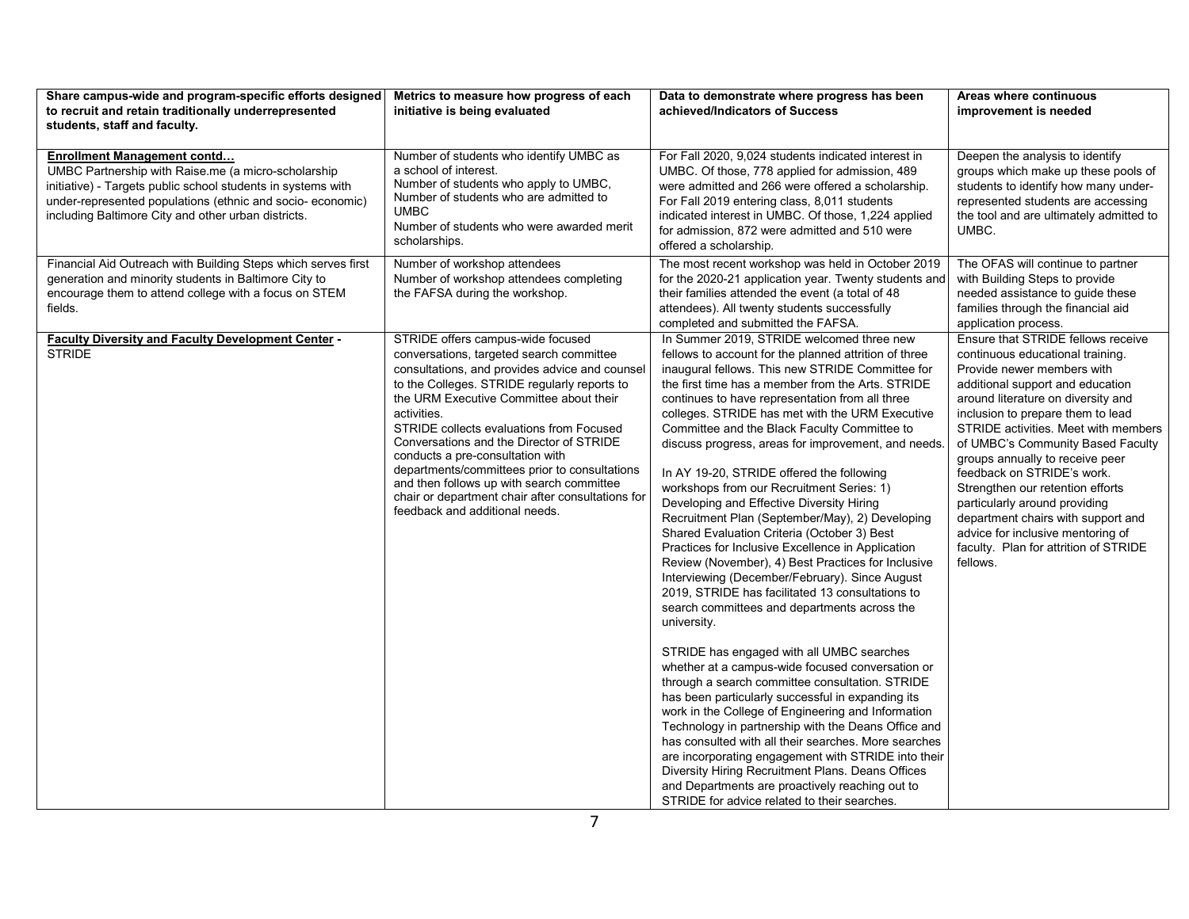| Share campus-wide and program-specific efforts designed to recruit and retain traditionally underrepresented students, staff and faculty. | Metrics to measure how progress of each initiative is being evaluated | Data to demonstrate where progress has been achieved/Indicators of Success | Areas where continuous improvement is needed |
|---|---|---|---|
| **Enrollment Management contd…**<br>UMBC Partnership with Raise.me (a micro-scholarship initiative) - Targets public school students in systems with under-represented populations (ethnic and socio- economic) including Baltimore City and other urban districts. | Number of students who identify UMBC as a school of interest.<br>Number of students who apply to UMBC,<br>Number of students who are admitted to UMBC<br>Number of students who were awarded merit scholarships. | For Fall 2020, 9,024 students indicated interest in UMBC. Of those, 778 applied for admission, 489 were admitted and 266 were offered a scholarship. For Fall 2019 entering class, 8,011 students indicated interest in UMBC. Of those, 1,224 applied for admission, 872 were admitted and 510 were offered a scholarship. | Deepen the analysis to identify groups which make up these pools of students to identify how many under-represented students are accessing the tool and are ultimately admitted to UMBC. |
| Financial Aid Outreach with Building Steps which serves first generation and minority students in Baltimore City to encourage them to attend college with a focus on STEM fields. | Number of workshop attendees<br>Number of workshop attendees completing the FAFSA during the workshop. | The most recent workshop was held in October 2019 for the 2020-21 application year. Twenty students and their families attended the event (a total of 48 attendees). All twenty students successfully completed and submitted the FAFSA. | The OFAS will continue to partner with Building Steps to provide needed assistance to guide these families through the financial aid application process. |
| **Faculty Diversity and Faculty Development Center -** STRIDE | STRIDE offers campus-wide focused conversations, targeted search committee consultations, and provides advice and counsel to the Colleges. STRIDE regularly reports to the URM Executive Committee about their activities.<br>STRIDE collects evaluations from Focused Conversations and the Director of STRIDE conducts a pre-consultation with departments/committees prior to consultations and then follows up with search committee chair or department chair after consultations for feedback and additional needs. | In Summer 2019, STRIDE welcomed three new fellows to account for the planned attrition of three inaugural fellows. This new STRIDE Committee for the first time has a member from the Arts. STRIDE continues to have representation from all three colleges. STRIDE has met with the URM Executive Committee and the Black Faculty Committee to discuss progress, areas for improvement, and needs.<br><br>In AY 19-20, STRIDE offered the following workshops from our Recruitment Series: 1) Developing and Effective Diversity Hiring Recruitment Plan (September/May), 2) Developing Shared Evaluation Criteria (October 3) Best Practices for Inclusive Excellence in Application Review (November), 4) Best Practices for Inclusive Interviewing (December/February). Since August 2019, STRIDE has facilitated 13 consultations to search committees and departments across the university.<br><br>STRIDE has engaged with all UMBC searches whether at a campus-wide focused conversation or through a search committee consultation. STRIDE has been particularly successful in expanding its work in the College of Engineering and Information Technology in partnership with the Deans Office and has consulted with all their searches. More searches are incorporating engagement with STRIDE into their Diversity Hiring Recruitment Plans. Deans Offices and Departments are proactively reaching out to STRIDE for advice related to their searches. | Ensure that STRIDE fellows receive continuous educational training. Provide newer members with additional support and education around literature on diversity and inclusion to prepare them to lead STRIDE activities. Meet with members of UMBC's Community Based Faculty groups annually to receive peer feedback on STRIDE's work. Strengthen our retention efforts particularly around providing department chairs with support and advice for inclusive mentoring of faculty. Plan for attrition of STRIDE fellows. |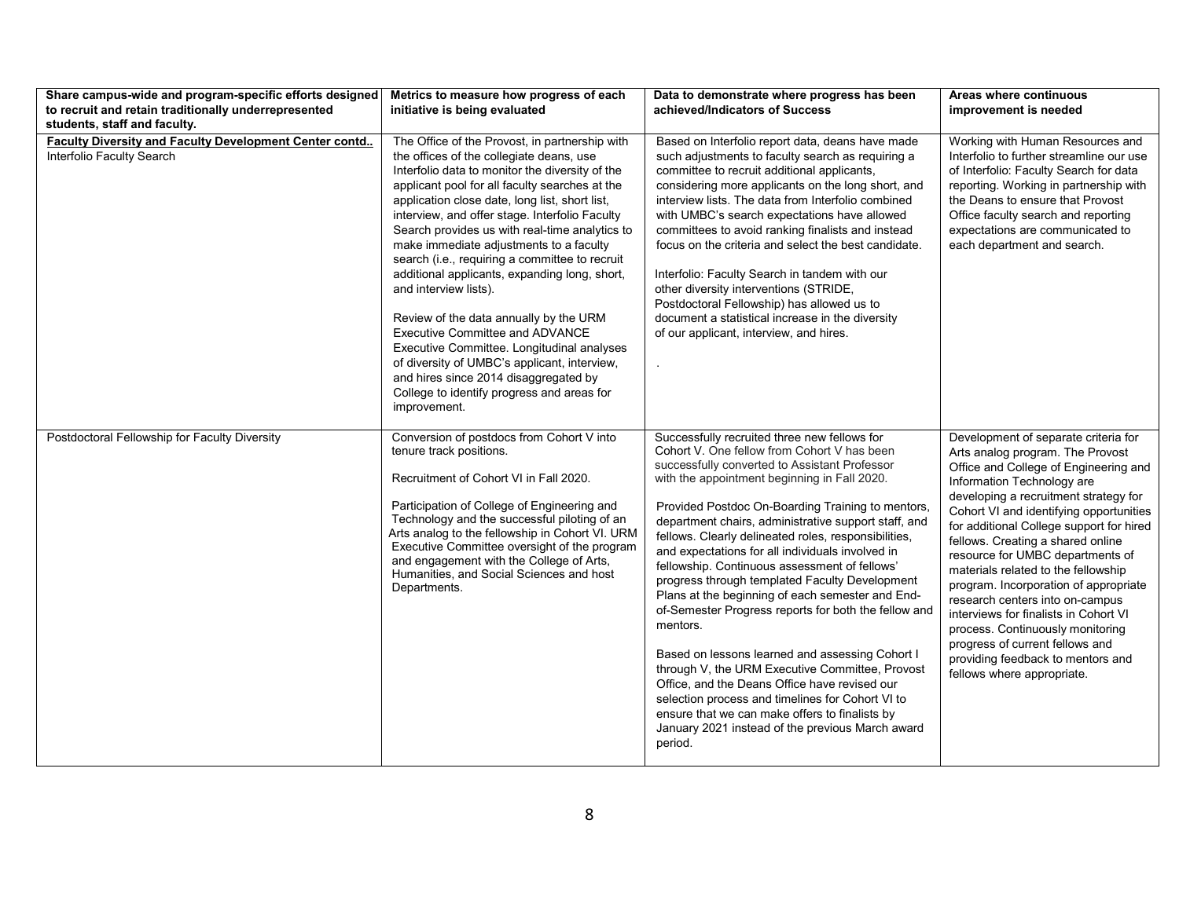| Share campus-wide and program-specific efforts designed to recruit and retain traditionally underrepresented students, staff and faculty. | Metrics to measure how progress of each initiative is being evaluated | Data to demonstrate where progress has been achieved/Indicators of Success | Areas where continuous improvement is needed |
|---|---|---|---|
| **Faculty Diversity and Faculty Development Center contd..**<br>Interfolio Faculty Search | The Office of the Provost, in partnership with the offices of the collegiate deans, use Interfolio data to monitor the diversity of the applicant pool for all faculty searches at the application close date, long list, short list, interview, and offer stage. Interfolio Faculty Search provides us with real-time analytics to make immediate adjustments to a faculty search (i.e., requiring a committee to recruit additional applicants, expanding long, short, and interview lists).<br><br>Review of the data annually by the URM Executive Committee and ADVANCE Executive Committee. Longitudinal analyses of diversity of UMBC's applicant, interview, and hires since 2014 disaggregated by College to identify progress and areas for improvement. | Based on Interfolio report data, deans have made such adjustments to faculty search as requiring a committee to recruit additional applicants, considering more applicants on the long short, and interview lists. The data from Interfolio combined with UMBC's search expectations have allowed committees to avoid ranking finalists and instead focus on the criteria and select the best candidate.<br><br>Interfolio: Faculty Search in tandem with our other diversity interventions (STRIDE, Postdoctoral Fellowship) has allowed us to document a statistical increase in the diversity of our applicant, interview, and hires.<br><br>. | Working with Human Resources and Interfolio to further streamline our use of Interfolio: Faculty Search for data reporting. Working in partnership with the Deans to ensure that Provost Office faculty search and reporting expectations are communicated to each department and search. |
| Postdoctoral Fellowship for Faculty Diversity | Conversion of postdocs from Cohort V into tenure track positions.<br><br>Recruitment of Cohort VI in Fall 2020.<br><br>Participation of College of Engineering and Technology and the successful piloting of an Arts analog to the fellowship in Cohort VI. URM Executive Committee oversight of the program and engagement with the College of Arts, Humanities, and Social Sciences and host Departments. | Successfully recruited three new fellows for Cohort V. One fellow from Cohort V has been successfully converted to Assistant Professor with the appointment beginning in Fall 2020.<br><br>Provided Postdoc On-Boarding Training to mentors, department chairs, administrative support staff, and fellows. Clearly delineated roles, responsibilities, and expectations for all individuals involved in fellowship. Continuous assessment of fellows' progress through templated Faculty Development Plans at the beginning of each semester and End-of-Semester Progress reports for both the fellow and mentors.<br><br>Based on lessons learned and assessing Cohort I through V, the URM Executive Committee, Provost Office, and the Deans Office have revised our selection process and timelines for Cohort VI to ensure that we can make offers to finalists by January 2021 instead of the previous March award period. | Development of separate criteria for Arts analog program. The Provost Office and College of Engineering and Information Technology are developing a recruitment strategy for Cohort VI and identifying opportunities for additional College support for hired fellows. Creating a shared online resource for UMBC departments of materials related to the fellowship program. Incorporation of appropriate research centers into on-campus interviews for finalists in Cohort VI process. Continuously monitoring progress of current fellows and providing feedback to mentors and fellows where appropriate. |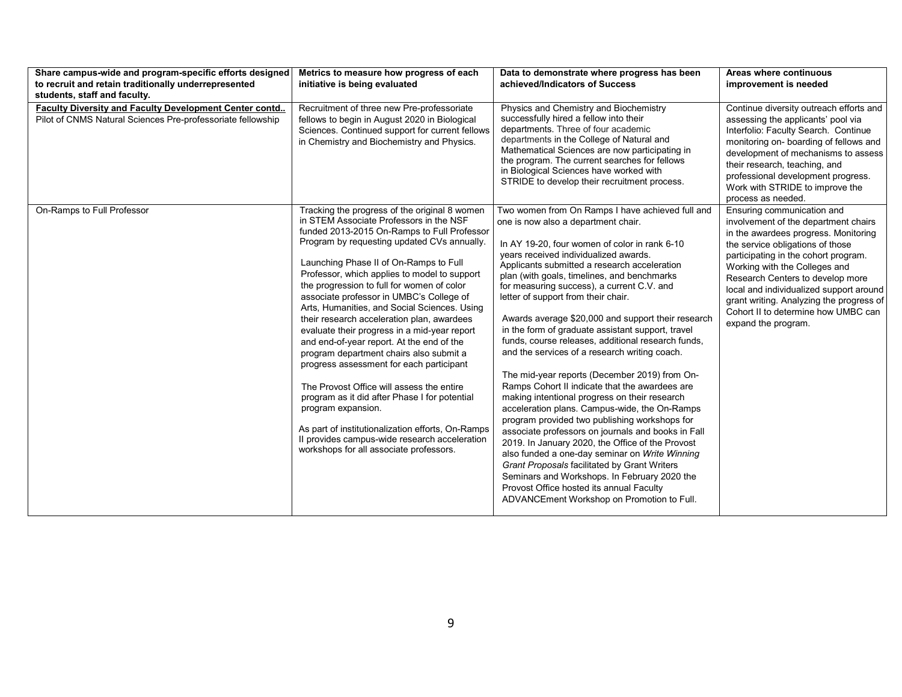| Share campus-wide and program-specific efforts designed to recruit and retain traditionally underrepresented students, staff and faculty. | Metrics to measure how progress of each initiative is being evaluated | Data to demonstrate where progress has been achieved/Indicators of Success | Areas where continuous improvement is needed |
|---|---|---|---|
| **Faculty Diversity and Faculty Development Center contd..**<br>Pilot of CNMS Natural Sciences Pre-professoriate fellowship | Recruitment of three new Pre-professoriate fellows to begin in August 2020 in Biological Sciences. Continued support for current fellows in Chemistry and Biochemistry and Physics. | Physics and Chemistry and Biochemistry successfully hired a fellow into their departments. Three of four academic departments in the College of Natural and Mathematical Sciences are now participating in the program. The current searches for fellows in Biological Sciences have worked with STRIDE to develop their recruitment process. | Continue diversity outreach efforts and assessing the applicants' pool via Interfolio: Faculty Search. Continue monitoring on- boarding of fellows and development of mechanisms to assess their research, teaching, and professional development progress. Work with STRIDE to improve the process as needed. |
| On-Ramps to Full Professor | Tracking the progress of the original 8 women in STEM Associate Professors in the NSF funded 2013-2015 On-Ramps to Full Professor Program by requesting updated CVs annually.<br><br>Launching Phase II of On-Ramps to Full Professor, which applies to model to support the progression to full for women of color associate professor in UMBC's College of Arts, Humanities, and Social Sciences. Using their research acceleration plan, awardees evaluate their progress in a mid-year report and end-of-year report. At the end of the program department chairs also submit a progress assessment for each participant<br><br>The Provost Office will assess the entire program as it did after Phase I for potential program expansion.<br><br>As part of institutionalization efforts, On-Ramps II provides campus-wide research acceleration workshops for all associate professors. | Two women from On Ramps I have achieved full and one is now also a department chair.<br><br>In AY 19-20, four women of color in rank 6-10 years received individualized awards. Applicants submitted a research acceleration plan (with goals, timelines, and benchmarks for measuring success), a current C.V. and letter of support from their chair.<br><br>Awards average $20,000 and support their research in the form of graduate assistant support, travel funds, course releases, additional research funds, and the services of a research writing coach.<br><br>The mid-year reports (December 2019) from On-Ramps Cohort II indicate that the awardees are making intentional progress on their research acceleration plans. Campus-wide, the On-Ramps program provided two publishing workshops for associate professors on journals and books in Fall 2019. In January 2020, the Office of the Provost also funded a one-day seminar on *Write Winning Grant Proposals* facilitated by Grant Writers Seminars and Workshops. In February 2020 the Provost Office hosted its annual Faculty ADVANCEment Workshop on Promotion to Full. | Ensuring communication and involvement of the department chairs in the awardees progress. Monitoring the service obligations of those participating in the cohort program. Working with the Colleges and Research Centers to develop more local and individualized support around grant writing. Analyzing the progress of Cohort II to determine how UMBC can expand the program. |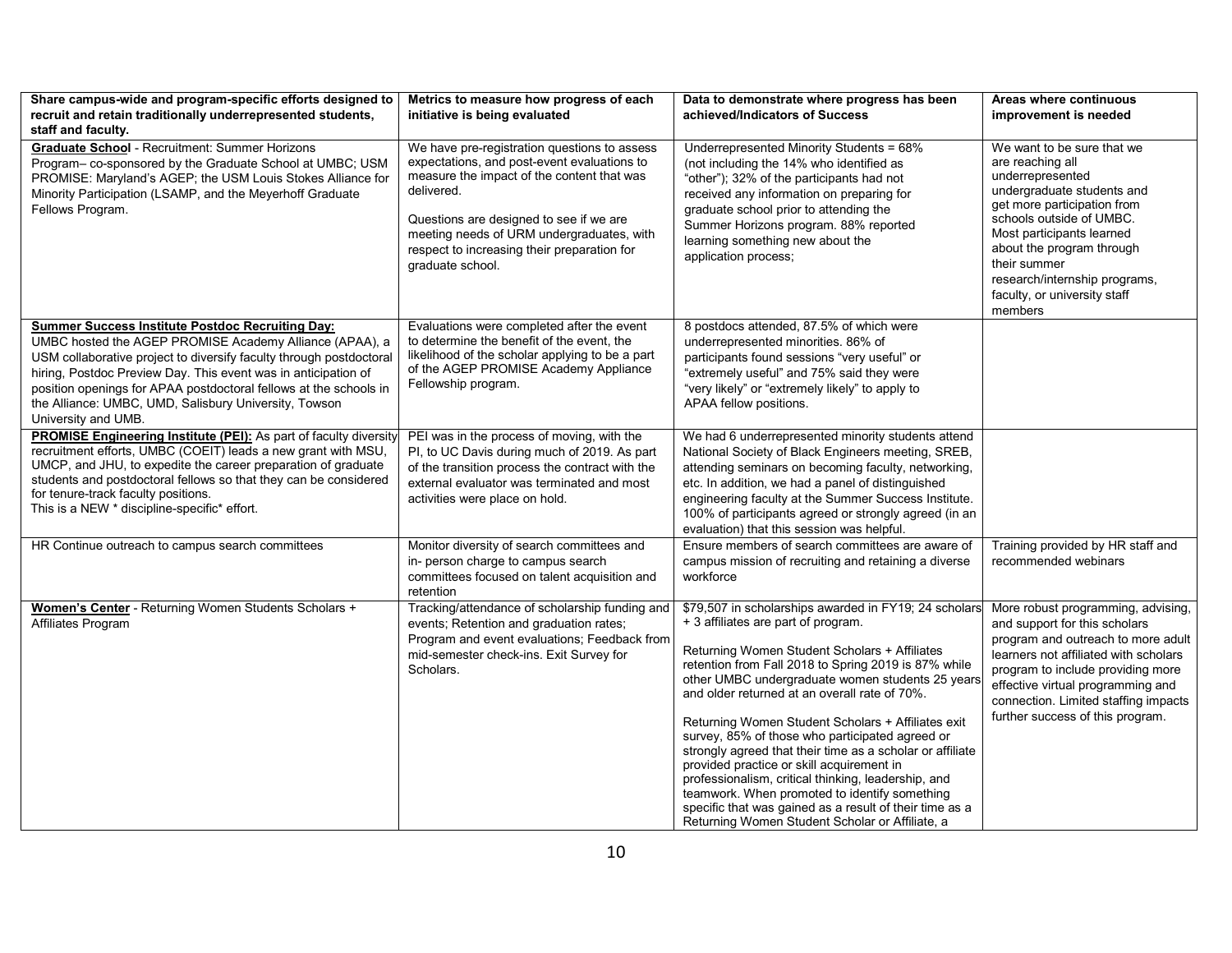| Share campus-wide and program-specific efforts designed to recruit and retain traditionally underrepresented students, staff and faculty. | Metrics to measure how progress of each initiative is being evaluated | Data to demonstrate where progress has been achieved/Indicators of Success | Areas where continuous improvement is needed |
|---|---|---|---|
| **Graduate School** - Recruitment: Summer Horizons Program– co-sponsored by the Graduate School at UMBC; USM PROMISE: Maryland's AGEP; the USM Louis Stokes Alliance for Minority Participation (LSAMP, and the Meyerhoff Graduate Fellows Program. | We have pre-registration questions to assess expectations, and post-event evaluations to measure the impact of the content that was delivered.<br><br>Questions are designed to see if we are meeting needs of URM undergraduates, with respect to increasing their preparation for graduate school. | Underrepresented Minority Students = 68% (not including the 14% who identified as "other"); 32% of the participants had not received any information on preparing for graduate school prior to attending the Summer Horizons program. 88% reported learning something new about the application process; | We want to be sure that we are reaching all underrepresented undergraduate students and get more participation from schools outside of UMBC. Most participants learned about the program through their summer research/internship programs, faculty, or university staff members |
| **Summer Success Institute Postdoc Recruiting Day:** UMBC hosted the AGEP PROMISE Academy Alliance (APAA), a USM collaborative project to diversify faculty through postdoctoral hiring, Postdoc Preview Day. This event was in anticipation of position openings for APAA postdoctoral fellows at the schools in the Alliance: UMBC, UMD, Salisbury University, Towson University and UMB. | Evaluations were completed after the event to determine the benefit of the event, the likelihood of the scholar applying to be a part of the AGEP PROMISE Academy Appliance Fellowship program. | 8 postdocs attended, 87.5% of which were underrepresented minorities. 86% of participants found sessions "very useful" or "extremely useful" and 75% said they were "very likely" or "extremely likely" to apply to APAA fellow positions. | |
| **PROMISE Engineering Institute (PEI):** As part of faculty diversity recruitment efforts, UMBC (COEIT) leads a new grant with MSU, UMCP, and JHU, to expedite the career preparation of graduate students and postdoctoral fellows so that they can be considered for tenure-track faculty positions.<br>This is a NEW * discipline-specific* effort. | PEI was in the process of moving, with the PI, to UC Davis during much of 2019. As part of the transition process the contract with the external evaluator was terminated and most activities were place on hold. | We had 6 underrepresented minority students attend National Society of Black Engineers meeting, SREB, attending seminars on becoming faculty, networking, etc. In addition, we had a panel of distinguished engineering faculty at the Summer Success Institute. 100% of participants agreed or strongly agreed (in an evaluation) that this session was helpful. | |
| HR Continue outreach to campus search committees | Monitor diversity of search committees and in- person charge to campus search committees focused on talent acquisition and retention | Ensure members of search committees are aware of campus mission of recruiting and retaining a diverse workforce | Training provided by HR staff and recommended webinars |
| **Women's Center** - Returning Women Students Scholars + Affiliates Program | Tracking/attendance of scholarship funding and events; Retention and graduation rates; Program and event evaluations; Feedback from mid-semester check-ins. Exit Survey for Scholars. | $79,507 in scholarships awarded in FY19; 24 scholars + 3 affiliates are part of program.<br><br>Returning Women Student Scholars + Affiliates retention from Fall 2018 to Spring 2019 is 87% while other UMBC undergraduate women students 25 years and older returned at an overall rate of 70%.<br><br>Returning Women Student Scholars + Affiliates exit survey, 85% of those who participated agreed or strongly agreed that their time as a scholar or affiliate provided practice or skill acquirement in professionalism, critical thinking, leadership, and teamwork. When promoted to identify something specific that was gained as a result of their time as a Returning Women Student Scholar or Affiliate, a | More robust programming, advising, and support for this scholars program and outreach to more adult learners not affiliated with scholars program to include providing more effective virtual programming and connection. Limited staffing impacts further success of this program. |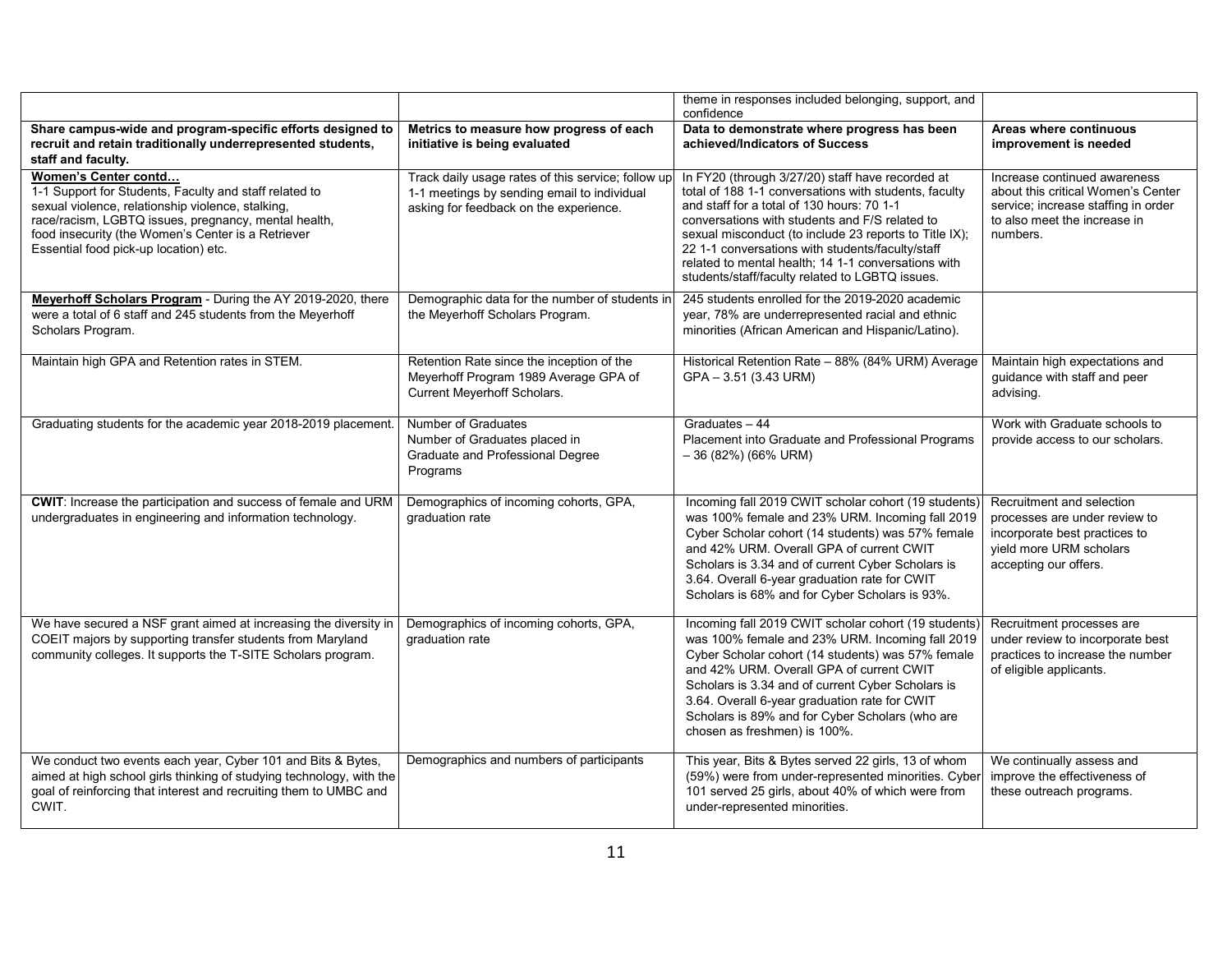| | | theme in responses included belonging, support, and confidence | |
|---|---|---|---|
| **Share campus-wide and program-specific efforts designed to recruit and retain traditionally underrepresented students, staff and faculty.** | **Metrics to measure how progress of each initiative is being evaluated** | **Data to demonstrate where progress has been achieved/Indicators of Success** | **Areas where continuous improvement is needed** |
| **Women's Center contd…**<br>1-1 Support for Students, Faculty and staff related to sexual violence, relationship violence, stalking, race/racism, LGBTQ issues, pregnancy, mental health, food insecurity (the Women's Center is a Retriever Essential food pick-up location) etc. | Track daily usage rates of this service; follow up 1-1 meetings by sending email to individual asking for feedback on the experience. | In FY20 (through 3/27/20) staff have recorded at total of 188 1-1 conversations with students, faculty and staff for a total of 130 hours: 70 1-1 conversations with students and F/S related to sexual misconduct (to include 23 reports to Title IX); 22 1-1 conversations with students/faculty/staff related to mental health; 14 1-1 conversations with students/staff/faculty related to LGBTQ issues. | Increase continued awareness about this critical Women's Center service; increase staffing in order to also meet the increase in numbers. |
| **Meyerhoff Scholars Program** - During the AY 2019-2020, there were a total of 6 staff and 245 students from the Meyerhoff Scholars Program. | Demographic data for the number of students in the Meyerhoff Scholars Program. | 245 students enrolled for the 2019-2020 academic year, 78% are underrepresented racial and ethnic minorities (African American and Hispanic/Latino). | |
| Maintain high GPA and Retention rates in STEM. | Retention Rate since the inception of the Meyerhoff Program 1989 Average GPA of Current Meyerhoff Scholars. | Historical Retention Rate – 88% (84% URM) Average GPA – 3.51 (3.43 URM) | Maintain high expectations and guidance with staff and peer advising. |
| Graduating students for the academic year 2018-2019 placement. | Number of Graduates<br>Number of Graduates placed in Graduate and Professional Degree Programs | Graduates – 44<br>Placement into Graduate and Professional Programs – 36 (82%) (66% URM) | Work with Graduate schools to provide access to our scholars. |
| **CWIT**: Increase the participation and success of female and URM undergraduates in engineering and information technology. | Demographics of incoming cohorts, GPA, graduation rate | Incoming fall 2019 CWIT scholar cohort (19 students) was 100% female and 23% URM. Incoming fall 2019 Cyber Scholar cohort (14 students) was 57% female and 42% URM. Overall GPA of current CWIT Scholars is 3.34 and of current Cyber Scholars is 3.64. Overall 6-year graduation rate for CWIT Scholars is 68% and for Cyber Scholars is 93%. | Recruitment and selection processes are under review to incorporate best practices to yield more URM scholars accepting our offers. |
| We have secured a NSF grant aimed at increasing the diversity in COEIT majors by supporting transfer students from Maryland community colleges. It supports the T-SITE Scholars program. | Demographics of incoming cohorts, GPA, graduation rate | Incoming fall 2019 CWIT scholar cohort (19 students) was 100% female and 23% URM. Incoming fall 2019 Cyber Scholar cohort (14 students) was 57% female and 42% URM. Overall GPA of current CWIT Scholars is 3.34 and of current Cyber Scholars is 3.64. Overall 6-year graduation rate for CWIT Scholars is 89% and for Cyber Scholars (who are chosen as freshmen) is 100%. | Recruitment processes are under review to incorporate best practices to increase the number of eligible applicants. |
| We conduct two events each year, Cyber 101 and Bits & Bytes, aimed at high school girls thinking of studying technology, with the goal of reinforcing that interest and recruiting them to UMBC and CWIT. | Demographics and numbers of participants | This year, Bits & Bytes served 22 girls, 13 of whom (59%) were from under-represented minorities. Cyber 101 served 25 girls, about 40% of which were from under-represented minorities. | We continually assess and improve the effectiveness of these outreach programs. |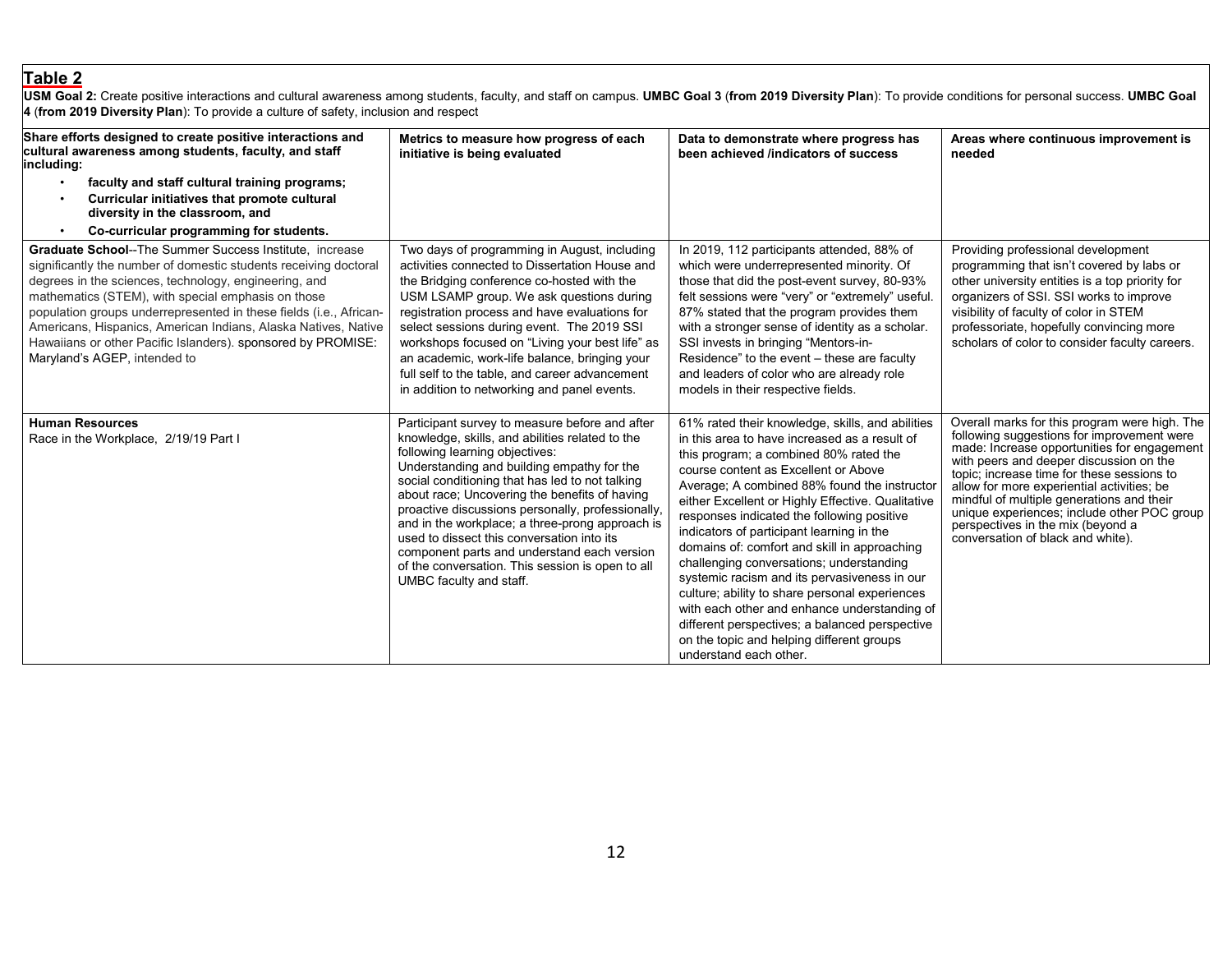## Table 2

**USM Goal 2:** Create positive interactions and cultural awareness among students, faculty, and staff on campus. **UMBC Goal 3** (**from 2019 Diversity Plan**): To provide conditions for personal success. **UMBC Goal 4** (**from 2019 Diversity Plan**): To provide a culture of safety, inclusion and respect

| **Share efforts designed to create positive interactions and cultural awareness among students, faculty, and staff including:**<br>• **faculty and staff cultural training programs;**<br>• **Curricular initiatives that promote cultural diversity in the classroom, and**<br>• **Co-curricular programming for students.** | **Metrics to measure how progress of each initiative is being evaluated** | **Data to demonstrate where progress has been achieved /indicators of success** | **Areas where continuous improvement is needed** |
|---|---|---|---|
| **Graduate School**--The Summer Success Institute, increase significantly the number of domestic students receiving doctoral degrees in the sciences, technology, engineering, and mathematics (STEM), with special emphasis on those population groups underrepresented in these fields (i.e., African-Americans, Hispanics, American Indians, Alaska Natives, Native Hawaiians or other Pacific Islanders). sponsored by PROMISE: Maryland's AGEP, intended to | Two days of programming in August, including activities connected to Dissertation House and the Bridging conference co-hosted with the USM LSAMP group. We ask questions during registration process and have evaluations for select sessions during event. The 2019 SSI workshops focused on "Living your best life" as an academic, work-life balance, bringing your full self to the table, and career advancement in addition to networking and panel events. | In 2019, 112 participants attended, 88% of which were underrepresented minority. Of those that did the post-event survey, 80-93% felt sessions were "very" or "extremely" useful. 87% stated that the program provides them with a stronger sense of identity as a scholar. SSI invests in bringing "Mentors-in-Residence" to the event – these are faculty and leaders of color who are already role models in their respective fields. | Providing professional development programming that isn't covered by labs or other university entities is a top priority for organizers of SSI. SSI works to improve visibility of faculty of color in STEM professoriate, hopefully convincing more scholars of color to consider faculty careers. |
| **Human Resources**<br>Race in the Workplace, 2/19/19 Part I | Participant survey to measure before and after knowledge, skills, and abilities related to the following learning objectives:<br>Understanding and building empathy for the social conditioning that has led to not talking about race; Uncovering the benefits of having proactive discussions personally, professionally, and in the workplace; a three-prong approach is used to dissect this conversation into its component parts and understand each version of the conversation. This session is open to all UMBC faculty and staff. | 61% rated their knowledge, skills, and abilities in this area to have increased as a result of this program; a combined 80% rated the course content as Excellent or Above Average; A combined 88% found the instructor either Excellent or Highly Effective. Qualitative responses indicated the following positive indicators of participant learning in the domains of: comfort and skill in approaching challenging conversations; understanding systemic racism and its pervasiveness in our culture; ability to share personal experiences with each other and enhance understanding of different perspectives; a balanced perspective on the topic and helping different groups understand each other. | Overall marks for this program were high. The following suggestions for improvement were made: Increase opportunities for engagement with peers and deeper discussion on the topic; increase time for these sessions to allow for more experiential activities; be mindful of multiple generations and their unique experiences; include other POC group perspectives in the mix (beyond a conversation of black and white). |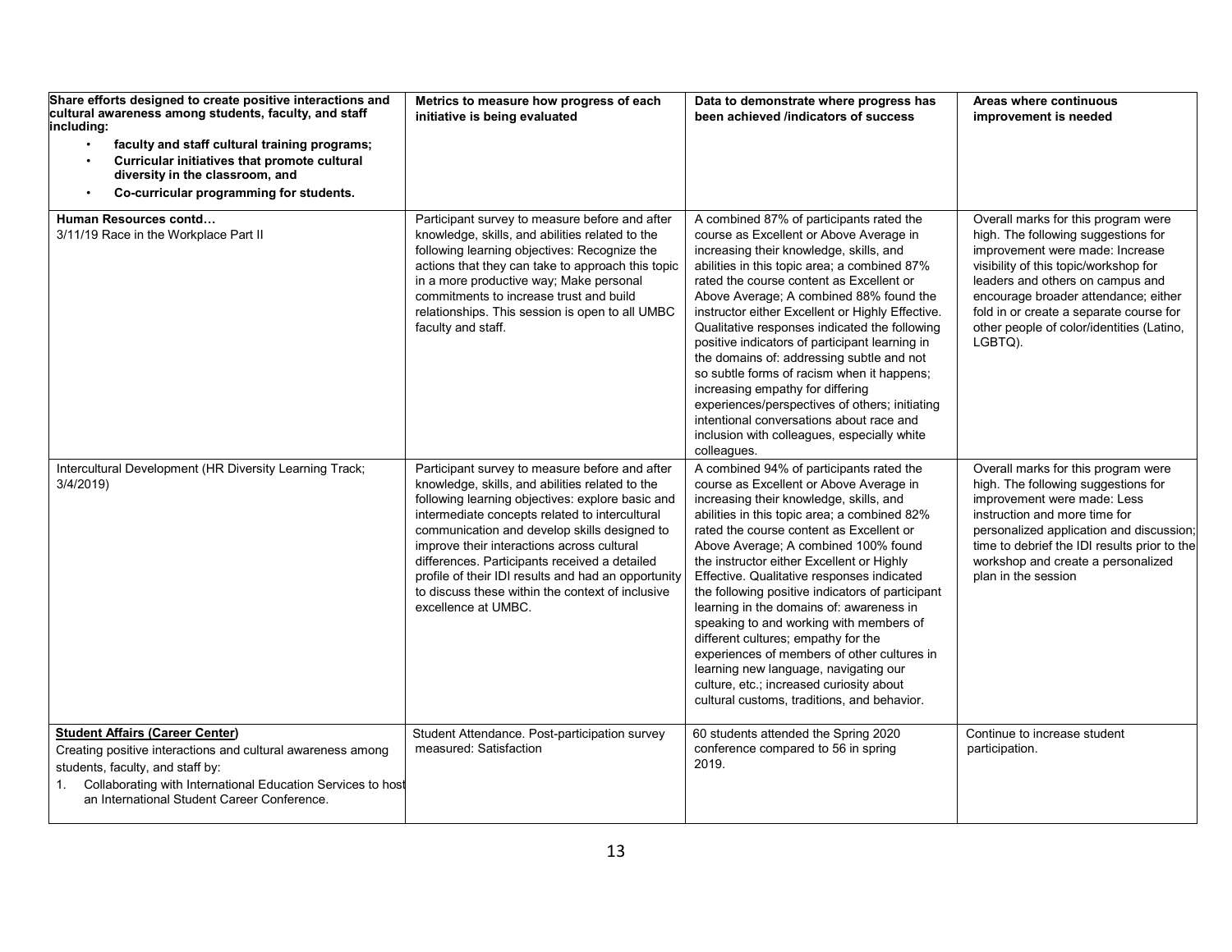| Share efforts designed to create positive interactions and cultural awareness among students, faculty, and staff including:<br>• faculty and staff cultural training programs;<br>• Curricular initiatives that promote cultural diversity in the classroom, and<br>• Co-curricular programming for students. | Metrics to measure how progress of each initiative is being evaluated | Data to demonstrate where progress has been achieved /indicators of success | Areas where continuous improvement is needed |
|---|---|---|---|
| **Human Resources contd…**<br>3/11/19 Race in the Workplace Part II | Participant survey to measure before and after knowledge, skills, and abilities related to the following learning objectives: Recognize the actions that they can take to approach this topic in a more productive way; Make personal commitments to increase trust and build relationships. This session is open to all UMBC faculty and staff. | A combined 87% of participants rated the course as Excellent or Above Average in increasing their knowledge, skills, and abilities in this topic area; a combined 87% rated the course content as Excellent or Above Average; A combined 88% found the instructor either Excellent or Highly Effective. Qualitative responses indicated the following positive indicators of participant learning in the domains of: addressing subtle and not so subtle forms of racism when it happens; increasing empathy for differing experiences/perspectives of others; initiating intentional conversations about race and inclusion with colleagues, especially white colleagues. | Overall marks for this program were high. The following suggestions for improvement were made: Increase visibility of this topic/workshop for leaders and others on campus and encourage broader attendance; either fold in or create a separate course for other people of color/identities (Latino, LGBTQ). |
| Intercultural Development (HR Diversity Learning Track; 3/4/2019) | Participant survey to measure before and after knowledge, skills, and abilities related to the following learning objectives: explore basic and intermediate concepts related to intercultural communication and develop skills designed to improve their interactions across cultural differences. Participants received a detailed profile of their IDI results and had an opportunity to discuss these within the context of inclusive excellence at UMBC. | A combined 94% of participants rated the course as Excellent or Above Average in increasing their knowledge, skills, and abilities in this topic area; a combined 82% rated the course content as Excellent or Above Average; A combined 100% found the instructor either Excellent or Highly Effective. Qualitative responses indicated the following positive indicators of participant learning in the domains of: awareness in speaking to and working with members of different cultures; empathy for the experiences of members of other cultures in learning new language, navigating our culture, etc.; increased curiosity about cultural customs, traditions, and behavior. | Overall marks for this program were high. The following suggestions for improvement were made: Less instruction and more time for personalized application and discussion; time to debrief the IDI results prior to the workshop and create a personalized plan in the session |
| **Student Affairs (Career Center)**<br>Creating positive interactions and cultural awareness among students, faculty, and staff by:<br>1. Collaborating with International Education Services to host an International Student Career Conference. | Student Attendance. Post-participation survey measured: Satisfaction | 60 students attended the Spring 2020 conference compared to 56 in spring 2019. | Continue to increase student participation. |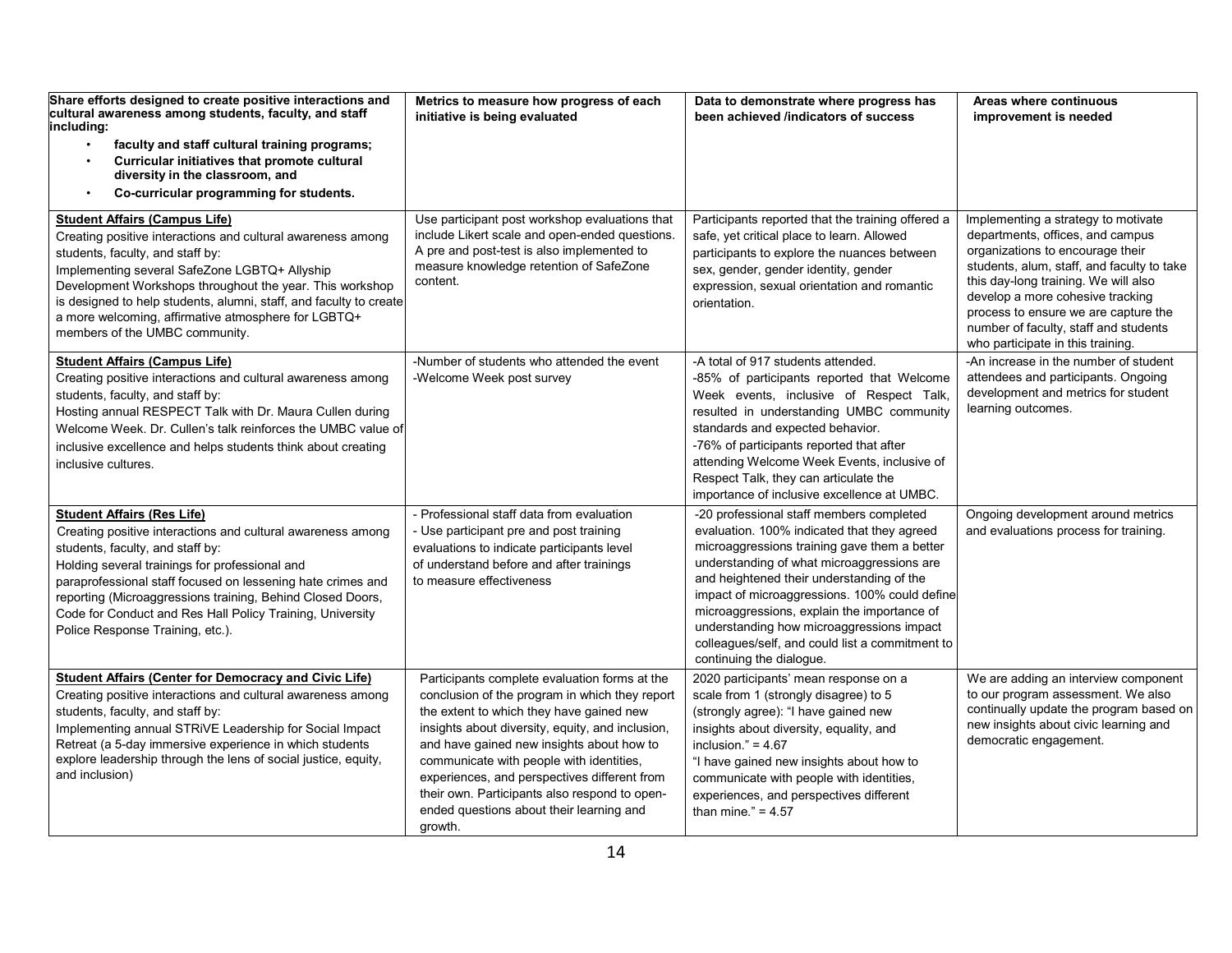| Share efforts designed to create positive interactions and cultural awareness among students, faculty, and staff including:<br>• faculty and staff cultural training programs;<br>• Curricular initiatives that promote cultural diversity in the classroom, and<br>• Co-curricular programming for students. | Metrics to measure how progress of each initiative is being evaluated | Data to demonstrate where progress has been achieved /indicators of success | Areas where continuous improvement is needed |
|---|---|---|---|
| **Student Affairs (Campus Life)**<br>Creating positive interactions and cultural awareness among students, faculty, and staff by:<br>Implementing several SafeZone LGBTQ+ Allyship Development Workshops throughout the year. This workshop is designed to help students, alumni, staff, and faculty to create a more welcoming, affirmative atmosphere for LGBTQ+ members of the UMBC community. | Use participant post workshop evaluations that include Likert scale and open-ended questions. A pre and post-test is also implemented to measure knowledge retention of SafeZone content. | Participants reported that the training offered a safe, yet critical place to learn. Allowed participants to explore the nuances between sex, gender, gender identity, gender expression, sexual orientation and romantic orientation. | Implementing a strategy to motivate departments, offices, and campus organizations to encourage their students, alum, staff, and faculty to take this day-long training. We will also develop a more cohesive tracking process to ensure we are capture the number of faculty, staff and students who participate in this training. |
| **Student Affairs (Campus Life)**<br>Creating positive interactions and cultural awareness among students, faculty, and staff by:<br>Hosting annual RESPECT Talk with Dr. Maura Cullen during Welcome Week. Dr. Cullen's talk reinforces the UMBC value of inclusive excellence and helps students think about creating inclusive cultures. | -Number of students who attended the event<br>-Welcome Week post survey | -A total of 917 students attended.<br>-85% of participants reported that Welcome Week events, inclusive of Respect Talk, resulted in understanding UMBC community standards and expected behavior.<br>-76% of participants reported that after attending Welcome Week Events, inclusive of Respect Talk, they can articulate the importance of inclusive excellence at UMBC. | -An increase in the number of student attendees and participants. Ongoing development and metrics for student learning outcomes. |
| **Student Affairs (Res Life)**<br>Creating positive interactions and cultural awareness among students, faculty, and staff by:<br>Holding several trainings for professional and paraprofessional staff focused on lessening hate crimes and reporting (Microaggressions training, Behind Closed Doors, Code for Conduct and Res Hall Policy Training, University Police Response Training, etc.). | - Professional staff data from evaluation<br>- Use participant pre and post training evaluations to indicate participants level of understand before and after trainings to measure effectiveness | -20 professional staff members completed evaluation. 100% indicated that they agreed microaggressions training gave them a better understanding of what microaggressions are and heightened their understanding of the impact of microaggressions. 100% could define microaggressions, explain the importance of understanding how microaggressions impact colleagues/self, and could list a commitment to continuing the dialogue. | Ongoing development around metrics and evaluations process for training. |
| **Student Affairs (Center for Democracy and Civic Life)**<br>Creating positive interactions and cultural awareness among students, faculty, and staff by:<br>Implementing annual STRiVE Leadership for Social Impact Retreat (a 5-day immersive experience in which students explore leadership through the lens of social justice, equity, and inclusion) | Participants complete evaluation forms at the conclusion of the program in which they report the extent to which they have gained new insights about diversity, equity, and inclusion, and have gained new insights about how to communicate with people with identities, experiences, and perspectives different from their own. Participants also respond to open-ended questions about their learning and growth. | 2020 participants' mean response on a scale from 1 (strongly disagree) to 5 (strongly agree): "I have gained new insights about diversity, equality, and inclusion." = 4.67<br>"I have gained new insights about how to communicate with people with identities, experiences, and perspectives different than mine." = 4.57 | We are adding an interview component to our program assessment. We also continually update the program based on new insights about civic learning and democratic engagement. |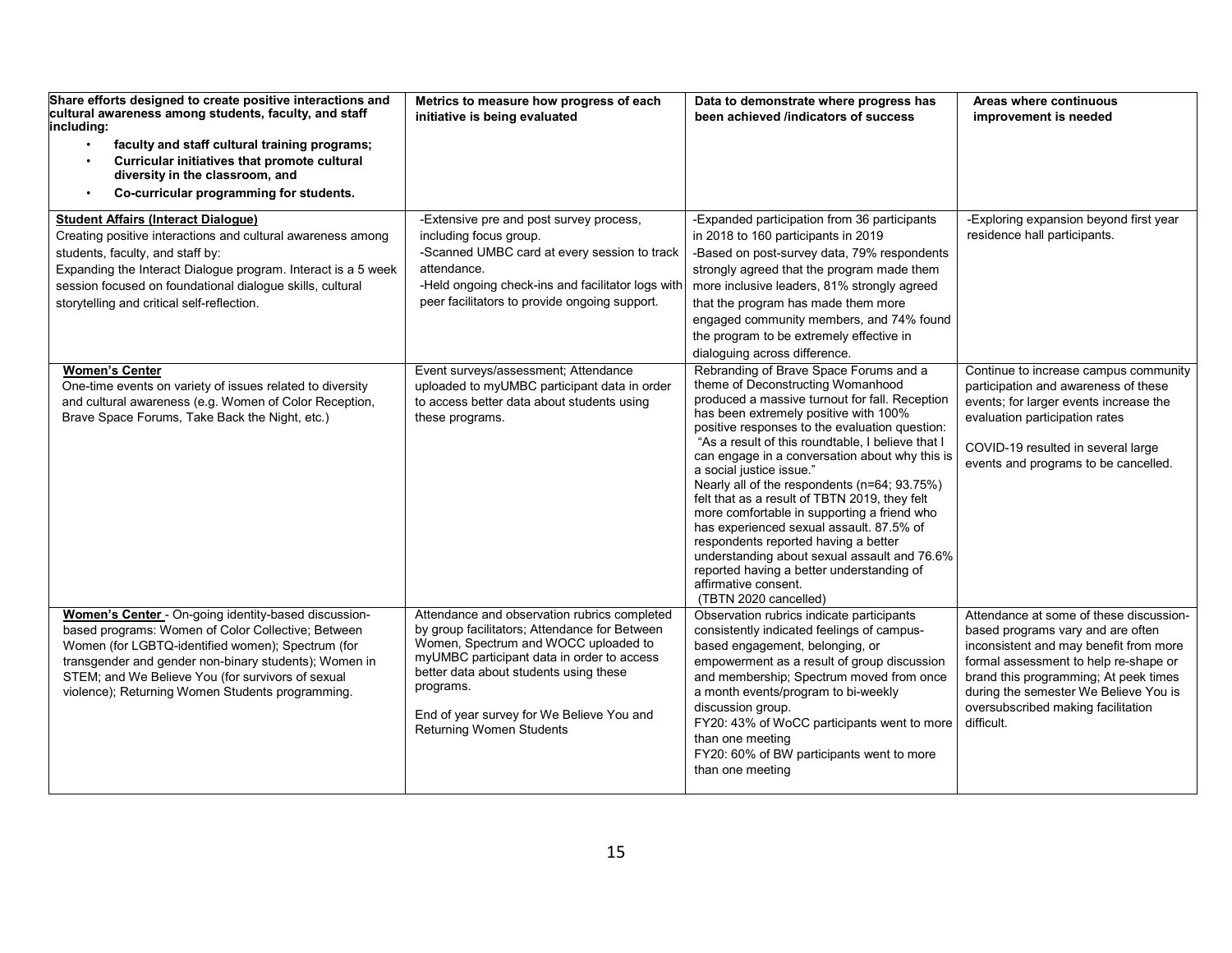| Share efforts designed to create positive interactions and cultural awareness among students, faculty, and staff including:<br>• faculty and staff cultural training programs;<br>• Curricular initiatives that promote cultural diversity in the classroom, and<br>• Co-curricular programming for students. | Metrics to measure how progress of each initiative is being evaluated | Data to demonstrate where progress has been achieved /indicators of success | Areas where continuous improvement is needed |
|---|---|---|---|
| **Student Affairs (Interact Dialogue)**<br>Creating positive interactions and cultural awareness among students, faculty, and staff by:<br>Expanding the Interact Dialogue program. Interact is a 5 week session focused on foundational dialogue skills, cultural storytelling and critical self-reflection. | -Extensive pre and post survey process, including focus group.<br>-Scanned UMBC card at every session to track attendance.<br>-Held ongoing check-ins and facilitator logs with peer facilitators to provide ongoing support. | -Expanded participation from 36 participants in 2018 to 160 participants in 2019<br>-Based on post-survey data, 79% respondents strongly agreed that the program made them more inclusive leaders, 81% strongly agreed that the program has made them more engaged community members, and 74% found the program to be extremely effective in dialoguing across difference. | -Exploring expansion beyond first year residence hall participants. |
| **Women's Center**<br>One-time events on variety of issues related to diversity and cultural awareness (e.g. Women of Color Reception, Brave Space Forums, Take Back the Night, etc.) | Event surveys/assessment; Attendance uploaded to myUMBC participant data in order to access better data about students using these programs. | Rebranding of Brave Space Forums and a theme of Deconstructing Womanhood produced a massive turnout for fall. Reception has been extremely positive with 100% positive responses to the evaluation question: "As a result of this roundtable, I believe that I can engage in a conversation about why this is a social justice issue."<br>Nearly all of the respondents (n=64; 93.75%) felt that as a result of TBTN 2019, they felt more comfortable in supporting a friend who has experienced sexual assault. 87.5% of respondents reported having a better understanding about sexual assault and 76.6% reported having a better understanding of affirmative consent.<br>(TBTN 2020 cancelled) | Continue to increase campus community participation and awareness of these events; for larger events increase the evaluation participation rates<br><br>COVID-19 resulted in several large events and programs to be cancelled. |
| **Women's Center** - On-going identity-based discussion-based programs: Women of Color Collective; Between Women (for LGBTQ-identified women); Spectrum (for transgender and gender non-binary students); Women in STEM; and We Believe You (for survivors of sexual violence); Returning Women Students programming. | Attendance and observation rubrics completed by group facilitators; Attendance for Between Women, Spectrum and WOCC uploaded to myUMBC participant data in order to access better data about students using these programs.<br><br>End of year survey for We Believe You and Returning Women Students | Observation rubrics indicate participants consistently indicated feelings of campus-based engagement, belonging, or empowerment as a result of group discussion and membership; Spectrum moved from once a month events/program to bi-weekly discussion group.<br>FY20: 43% of WoCC participants went to more than one meeting<br>FY20: 60% of BW participants went to more than one meeting | Attendance at some of these discussion-based programs vary and are often inconsistent and may benefit from more formal assessment to help re-shape or brand this programming; At peek times during the semester We Believe You is oversubscribed making facilitation difficult. |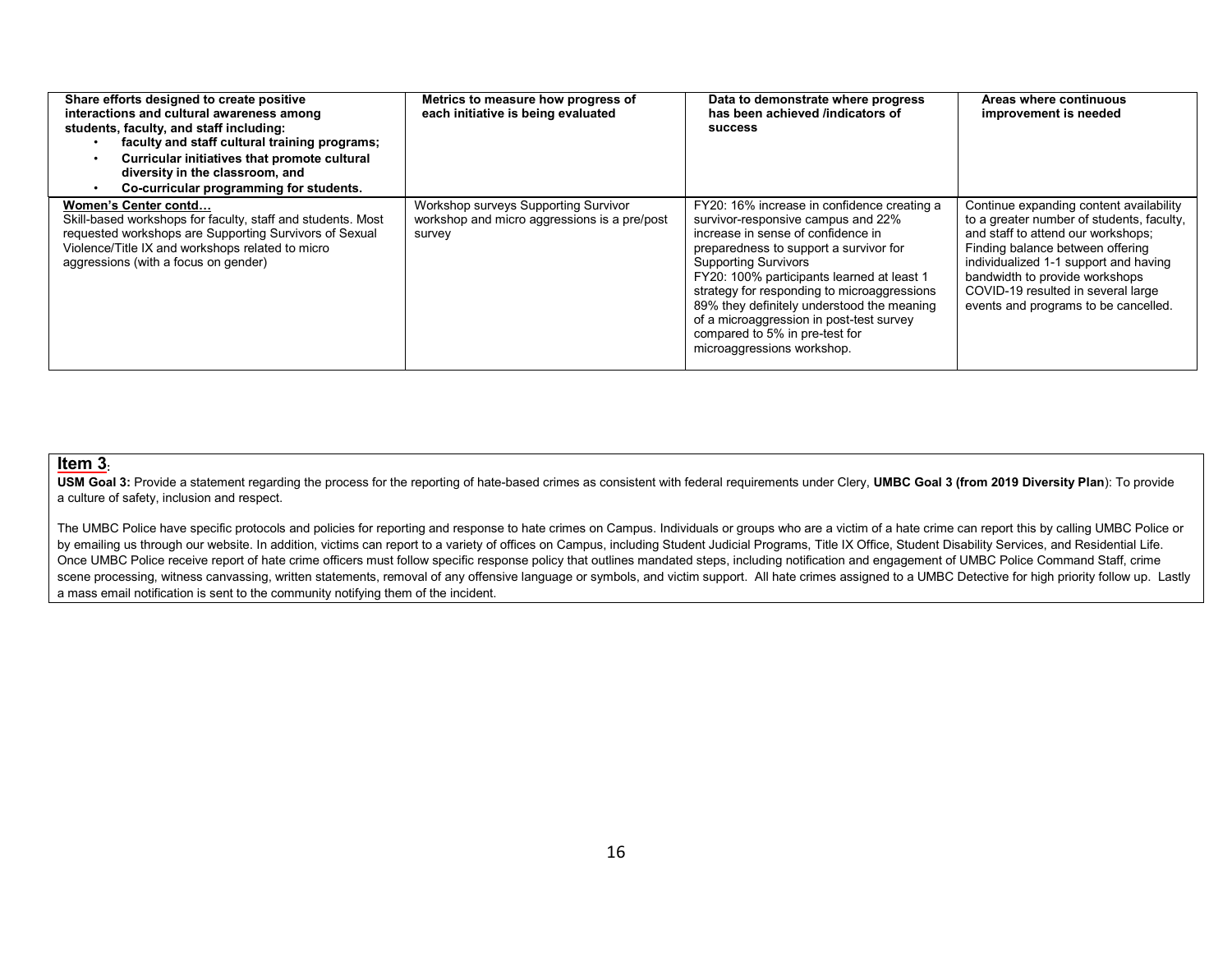| Share efforts designed to create positive interactions and cultural awareness among students, faculty, and staff including: <br>• faculty and staff cultural training programs; <br>• Curricular initiatives that promote cultural diversity in the classroom, and <br>• Co-curricular programming for students. | Metrics to measure how progress of each initiative is being evaluated | Data to demonstrate where progress has been achieved /indicators of success | Areas where continuous improvement is needed |
|---|---|---|---|
| **Women's Center contd…** <br>Skill-based workshops for faculty, staff and students. Most requested workshops are Supporting Survivors of Sexual Violence/Title IX and workshops related to micro aggressions (with a focus on gender) | Workshop surveys Supporting Survivor workshop and micro aggressions is a pre/post survey | FY20: 16% increase in confidence creating a survivor-responsive campus and 22% increase in sense of confidence in preparedness to support a survivor for Supporting Survivors <br>FY20: 100% participants learned at least 1 strategy for responding to microaggressions 89% they definitely understood the meaning of a microaggression in post-test survey compared to 5% in pre-test for microaggressions workshop. | Continue expanding content availability to a greater number of students, faculty, and staff to attend our workshops; Finding balance between offering individualized 1-1 support and having bandwidth to provide workshops <br>COVID-19 resulted in several large events and programs to be cancelled. |

## Item 3:

**USM Goal 3:** Provide a statement regarding the process for the reporting of hate-based crimes as consistent with federal requirements under Clery, **UMBC Goal 3 (from 2019 Diversity Plan**): To provide a culture of safety, inclusion and respect.

The UMBC Police have specific protocols and policies for reporting and response to hate crimes on Campus. Individuals or groups who are a victim of a hate crime can report this by calling UMBC Police or by emailing us through our website. In addition, victims can report to a variety of offices on Campus, including Student Judicial Programs, Title IX Office, Student Disability Services, and Residential Life. Once UMBC Police receive report of hate crime officers must follow specific response policy that outlines mandated steps, including notification and engagement of UMBC Police Command Staff, crime scene processing, witness canvassing, written statements, removal of any offensive language or symbols, and victim support. All hate crimes assigned to a UMBC Detective for high priority follow up. Lastly a mass email notification is sent to the community notifying them of the incident.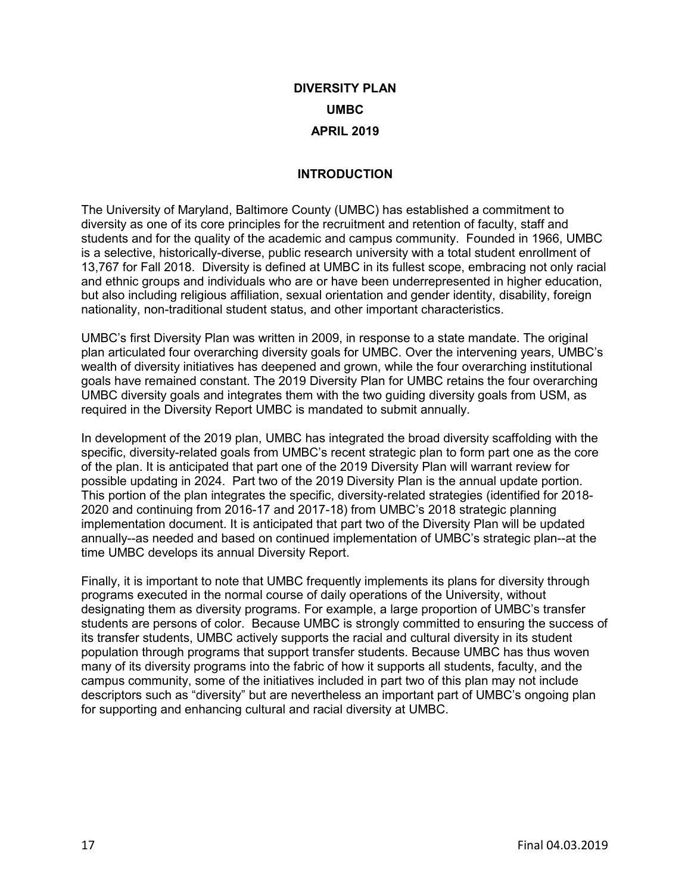**DIVERSITY PLAN**

**UMBC**

**APRIL 2019**

## INTRODUCTION

The University of Maryland, Baltimore County (UMBC) has established a commitment to diversity as one of its core principles for the recruitment and retention of faculty, staff and students and for the quality of the academic and campus community. Founded in 1966, UMBC is a selective, historically-diverse, public research university with a total student enrollment of 13,767 for Fall 2018. Diversity is defined at UMBC in its fullest scope, embracing not only racial and ethnic groups and individuals who are or have been underrepresented in higher education, but also including religious affiliation, sexual orientation and gender identity, disability, foreign nationality, non-traditional student status, and other important characteristics.

UMBC's first Diversity Plan was written in 2009, in response to a state mandate. The original plan articulated four overarching diversity goals for UMBC. Over the intervening years, UMBC's wealth of diversity initiatives has deepened and grown, while the four overarching institutional goals have remained constant. The 2019 Diversity Plan for UMBC retains the four overarching UMBC diversity goals and integrates them with the two guiding diversity goals from USM, as required in the Diversity Report UMBC is mandated to submit annually.

In development of the 2019 plan, UMBC has integrated the broad diversity scaffolding with the specific, diversity-related goals from UMBC's recent strategic plan to form part one as the core of the plan. It is anticipated that part one of the 2019 Diversity Plan will warrant review for possible updating in 2024. Part two of the 2019 Diversity Plan is the annual update portion. This portion of the plan integrates the specific, diversity-related strategies (identified for 2018-2020 and continuing from 2016-17 and 2017-18) from UMBC's 2018 strategic planning implementation document. It is anticipated that part two of the Diversity Plan will be updated annually--as needed and based on continued implementation of UMBC's strategic plan--at the time UMBC develops its annual Diversity Report.

Finally, it is important to note that UMBC frequently implements its plans for diversity through programs executed in the normal course of daily operations of the University, without designating them as diversity programs. For example, a large proportion of UMBC's transfer students are persons of color. Because UMBC is strongly committed to ensuring the success of its transfer students, UMBC actively supports the racial and cultural diversity in its student population through programs that support transfer students. Because UMBC has thus woven many of its diversity programs into the fabric of how it supports all students, faculty, and the campus community, some of the initiatives included in part two of this plan may not include descriptors such as "diversity" but are nevertheless an important part of UMBC's ongoing plan for supporting and enhancing cultural and racial diversity at UMBC.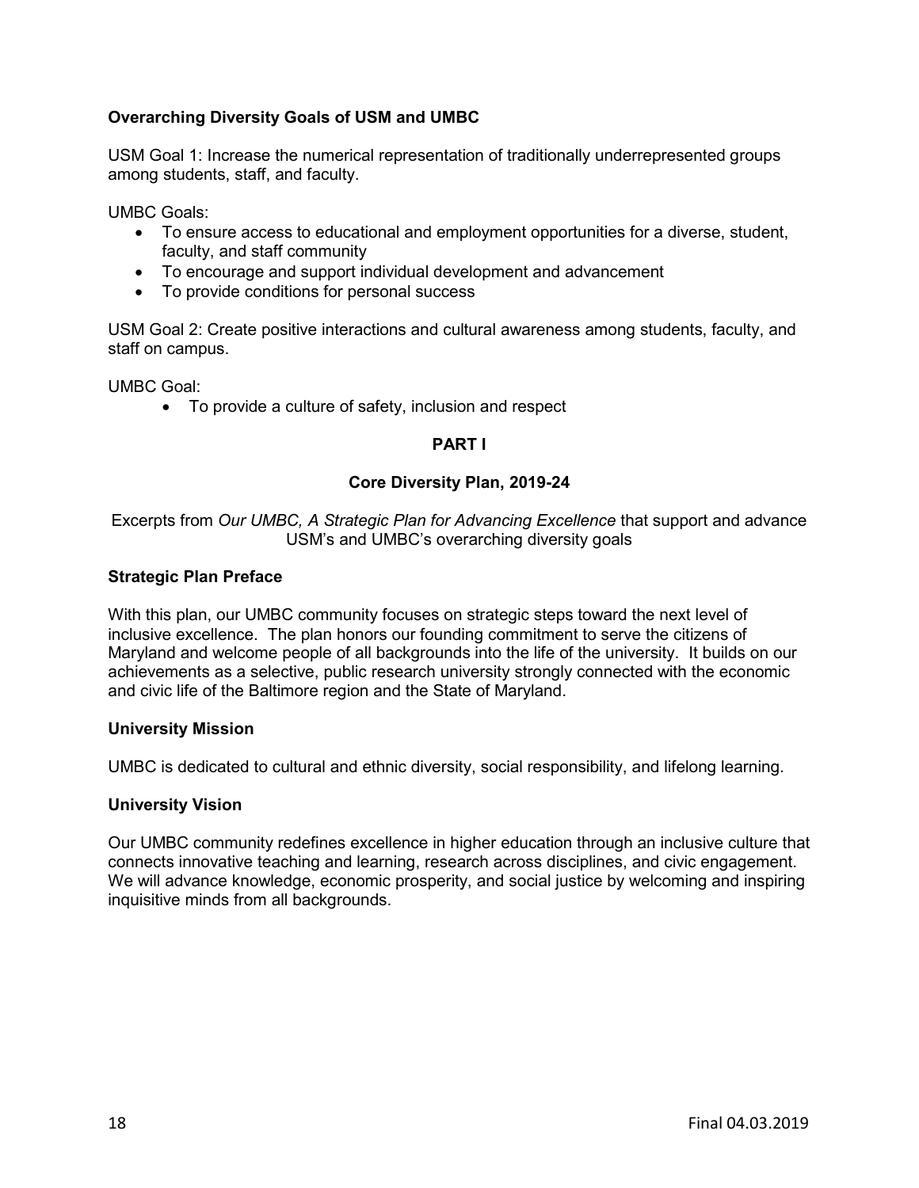**Overarching Diversity Goals of USM and UMBC**

USM Goal 1: Increase the numerical representation of traditionally underrepresented groups among students, staff, and faculty.

UMBC Goals:

- To ensure access to educational and employment opportunities for a diverse, student, faculty, and staff community
- To encourage and support individual development and advancement
- To provide conditions for personal success

USM Goal 2: Create positive interactions and cultural awareness among students, faculty, and staff on campus.

UMBC Goal:

- To provide a culture of safety, inclusion and respect

## PART I

## Core Diversity Plan, 2019-24

Excerpts from *Our UMBC, A Strategic Plan for Advancing Excellence* that support and advance USM's and UMBC's overarching diversity goals

### Strategic Plan Preface

With this plan, our UMBC community focuses on strategic steps toward the next level of inclusive excellence. The plan honors our founding commitment to serve the citizens of Maryland and welcome people of all backgrounds into the life of the university. It builds on our achievements as a selective, public research university strongly connected with the economic and civic life of the Baltimore region and the State of Maryland.

### University Mission

UMBC is dedicated to cultural and ethnic diversity, social responsibility, and lifelong learning.

### University Vision

Our UMBC community redefines excellence in higher education through an inclusive culture that connects innovative teaching and learning, research across disciplines, and civic engagement. We will advance knowledge, economic prosperity, and social justice by welcoming and inspiring inquisitive minds from all backgrounds.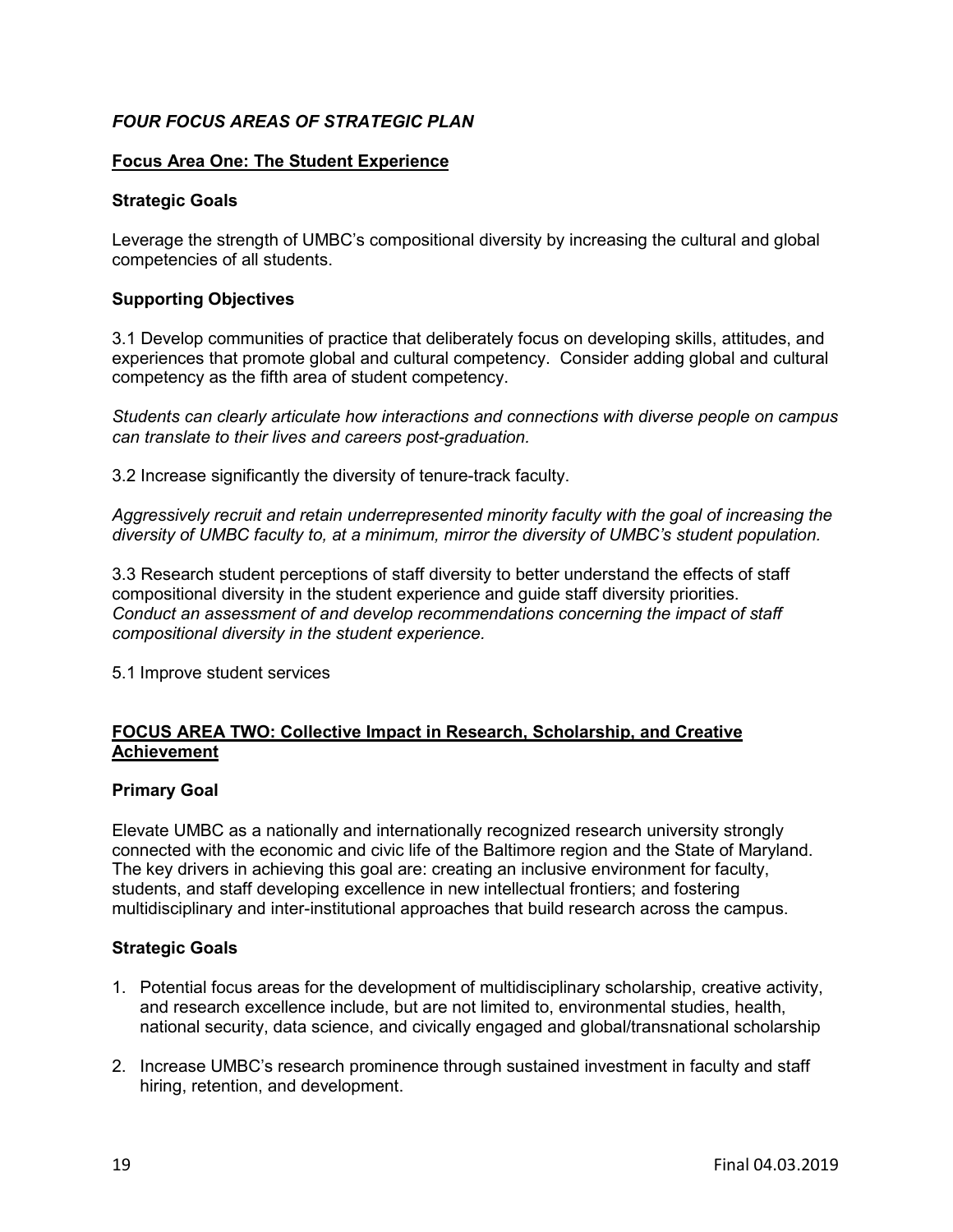## *FOUR FOCUS AREAS OF STRATEGIC PLAN*

### Focus Area One: The Student Experience

#### Strategic Goals

Leverage the strength of UMBC's compositional diversity by increasing the cultural and global competencies of all students.

#### Supporting Objectives

3.1 Develop communities of practice that deliberately focus on developing skills, attitudes, and experiences that promote global and cultural competency. Consider adding global and cultural competency as the fifth area of student competency.

*Students can clearly articulate how interactions and connections with diverse people on campus can translate to their lives and careers post-graduation.*

3.2 Increase significantly the diversity of tenure-track faculty.

*Aggressively recruit and retain underrepresented minority faculty with the goal of increasing the diversity of UMBC faculty to, at a minimum, mirror the diversity of UMBC's student population.*

3.3 Research student perceptions of staff diversity to better understand the effects of staff compositional diversity in the student experience and guide staff diversity priorities.
*Conduct an assessment of and develop recommendations concerning the impact of staff compositional diversity in the student experience.*

5.1 Improve student services

### FOCUS AREA TWO: Collective Impact in Research, Scholarship, and Creative Achievement

#### Primary Goal

Elevate UMBC as a nationally and internationally recognized research university strongly connected with the economic and civic life of the Baltimore region and the State of Maryland. The key drivers in achieving this goal are: creating an inclusive environment for faculty, students, and staff developing excellence in new intellectual frontiers; and fostering multidisciplinary and inter-institutional approaches that build research across the campus.

#### Strategic Goals

1. Potential focus areas for the development of multidisciplinary scholarship, creative activity, and research excellence include, but are not limited to, environmental studies, health, national security, data science, and civically engaged and global/transnational scholarship

2. Increase UMBC's research prominence through sustained investment in faculty and staff hiring, retention, and development.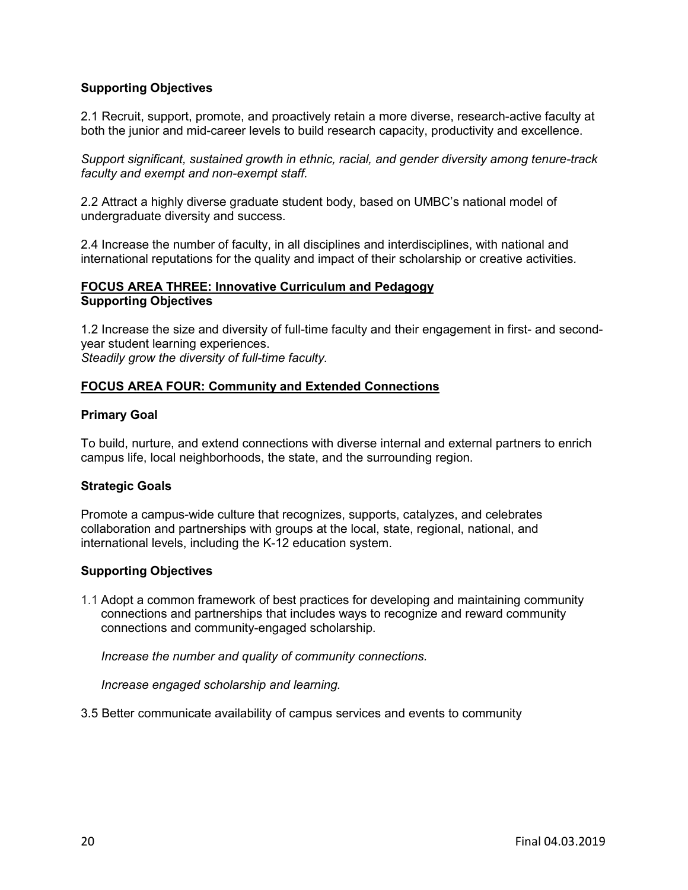**Supporting Objectives**

2.1 Recruit, support, promote, and proactively retain a more diverse, research-active faculty at both the junior and mid-career levels to build research capacity, productivity and excellence.

*Support significant, sustained growth in ethnic, racial, and gender diversity among tenure-track faculty and exempt and non-exempt staff.*

2.2 Attract a highly diverse graduate student body, based on UMBC's national model of undergraduate diversity and success.

2.4 Increase the number of faculty, in all disciplines and interdisciplines, with national and international reputations for the quality and impact of their scholarship or creative activities.

**FOCUS AREA THREE: Innovative Curriculum and Pedagogy**

**Supporting Objectives**

1.2 Increase the size and diversity of full-time faculty and their engagement in first- and second-year student learning experiences.
*Steadily grow the diversity of full-time faculty.*

**FOCUS AREA FOUR: Community and Extended Connections**

**Primary Goal**

To build, nurture, and extend connections with diverse internal and external partners to enrich campus life, local neighborhoods, the state, and the surrounding region.

**Strategic Goals**

Promote a campus-wide culture that recognizes, supports, catalyzes, and celebrates collaboration and partnerships with groups at the local, state, regional, national, and international levels, including the K-12 education system.

**Supporting Objectives**

1.1 Adopt a common framework of best practices for developing and maintaining community connections and partnerships that includes ways to recognize and reward community connections and community-engaged scholarship.

*Increase the number and quality of community connections.*

*Increase engaged scholarship and learning.*

3.5 Better communicate availability of campus services and events to community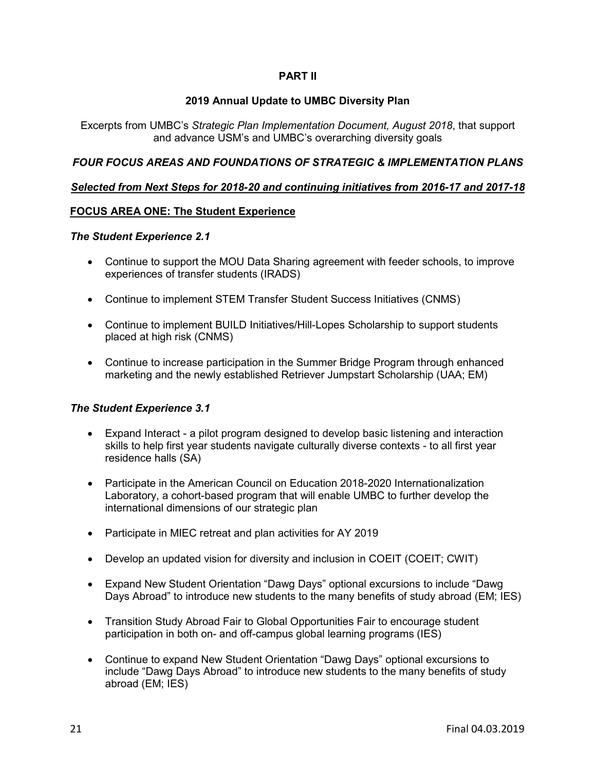## PART II

## 2019 Annual Update to UMBC Diversity Plan

Excerpts from UMBC's *Strategic Plan Implementation Document, August 2018*, that support and advance USM's and UMBC's overarching diversity goals

### *FOUR FOCUS AREAS AND FOUNDATIONS OF STRATEGIC & IMPLEMENTATION PLANS*

***Selected from Next Steps for 2018-20 and continuing initiatives from 2016-17 and 2017-18***

### FOCUS AREA ONE: The Student Experience

#### *The Student Experience 2.1*

- Continue to support the MOU Data Sharing agreement with feeder schools, to improve experiences of transfer students (IRADS)
- Continue to implement STEM Transfer Student Success Initiatives (CNMS)
- Continue to implement BUILD Initiatives/Hill-Lopes Scholarship to support students placed at high risk (CNMS)
- Continue to increase participation in the Summer Bridge Program through enhanced marketing and the newly established Retriever Jumpstart Scholarship (UAA; EM)

#### *The Student Experience 3.1*

- Expand Interact - a pilot program designed to develop basic listening and interaction skills to help first year students navigate culturally diverse contexts - to all first year residence halls (SA)
- Participate in the American Council on Education 2018-2020 Internationalization Laboratory, a cohort-based program that will enable UMBC to further develop the international dimensions of our strategic plan
- Participate in MIEC retreat and plan activities for AY 2019
- Develop an updated vision for diversity and inclusion in COEIT (COEIT; CWIT)
- Expand New Student Orientation "Dawg Days" optional excursions to include "Dawg Days Abroad" to introduce new students to the many benefits of study abroad (EM; IES)
- Transition Study Abroad Fair to Global Opportunities Fair to encourage student participation in both on- and off-campus global learning programs (IES)
- Continue to expand New Student Orientation "Dawg Days" optional excursions to include "Dawg Days Abroad" to introduce new students to the many benefits of study abroad (EM; IES)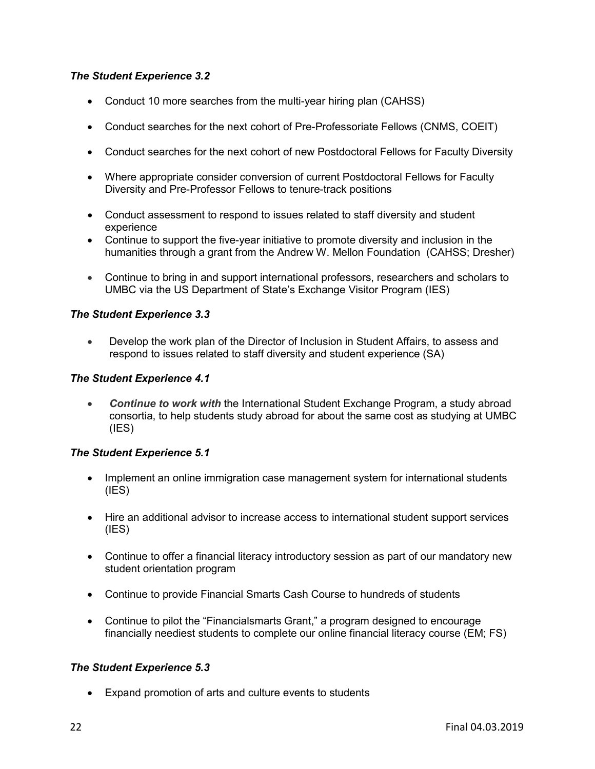***The Student Experience 3.2***

- Conduct 10 more searches from the multi-year hiring plan (CAHSS)
- Conduct searches for the next cohort of Pre-Professoriate Fellows (CNMS, COEIT)
- Conduct searches for the next cohort of new Postdoctoral Fellows for Faculty Diversity
- Where appropriate consider conversion of current Postdoctoral Fellows for Faculty Diversity and Pre-Professor Fellows to tenure-track positions
- Conduct assessment to respond to issues related to staff diversity and student experience
- Continue to support the five-year initiative to promote diversity and inclusion in the humanities through a grant from the Andrew W. Mellon Foundation (CAHSS; Dresher)
- Continue to bring in and support international professors, researchers and scholars to UMBC via the US Department of State's Exchange Visitor Program (IES)

***The Student Experience 3.3***

- Develop the work plan of the Director of Inclusion in Student Affairs, to assess and respond to issues related to staff diversity and student experience (SA)

***The Student Experience 4.1***

- ***Continue to work with*** the International Student Exchange Program, a study abroad consortia, to help students study abroad for about the same cost as studying at UMBC (IES)

***The Student Experience 5.1***

- Implement an online immigration case management system for international students (IES)
- Hire an additional advisor to increase access to international student support services (IES)
- Continue to offer a financial literacy introductory session as part of our mandatory new student orientation program
- Continue to provide Financial Smarts Cash Course to hundreds of students
- Continue to pilot the "Financialsmarts Grant," a program designed to encourage financially neediest students to complete our online financial literacy course (EM; FS)

***The Student Experience 5.3***

- Expand promotion of arts and culture events to students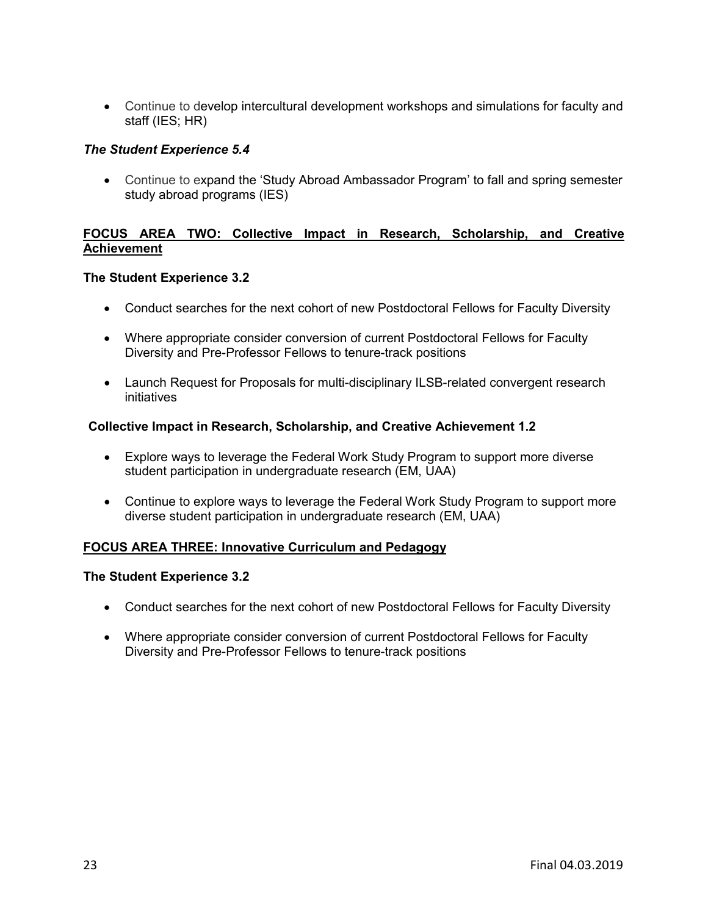- Continue to develop intercultural development workshops and simulations for faculty and staff (IES; HR)

***The Student Experience 5.4***

- Continue to expand the 'Study Abroad Ambassador Program' to fall and spring semester study abroad programs (IES)

**FOCUS AREA TWO: Collective Impact in Research, Scholarship, and Creative Achievement**

**The Student Experience 3.2**

- Conduct searches for the next cohort of new Postdoctoral Fellows for Faculty Diversity
- Where appropriate consider conversion of current Postdoctoral Fellows for Faculty Diversity and Pre-Professor Fellows to tenure-track positions
- Launch Request for Proposals for multi-disciplinary ILSB-related convergent research initiatives

**Collective Impact in Research, Scholarship, and Creative Achievement 1.2**

- Explore ways to leverage the Federal Work Study Program to support more diverse student participation in undergraduate research (EM, UAA)
- Continue to explore ways to leverage the Federal Work Study Program to support more diverse student participation in undergraduate research (EM, UAA)

**FOCUS AREA THREE: Innovative Curriculum and Pedagogy**

**The Student Experience 3.2**

- Conduct searches for the next cohort of new Postdoctoral Fellows for Faculty Diversity
- Where appropriate consider conversion of current Postdoctoral Fellows for Faculty Diversity and Pre-Professor Fellows to tenure-track positions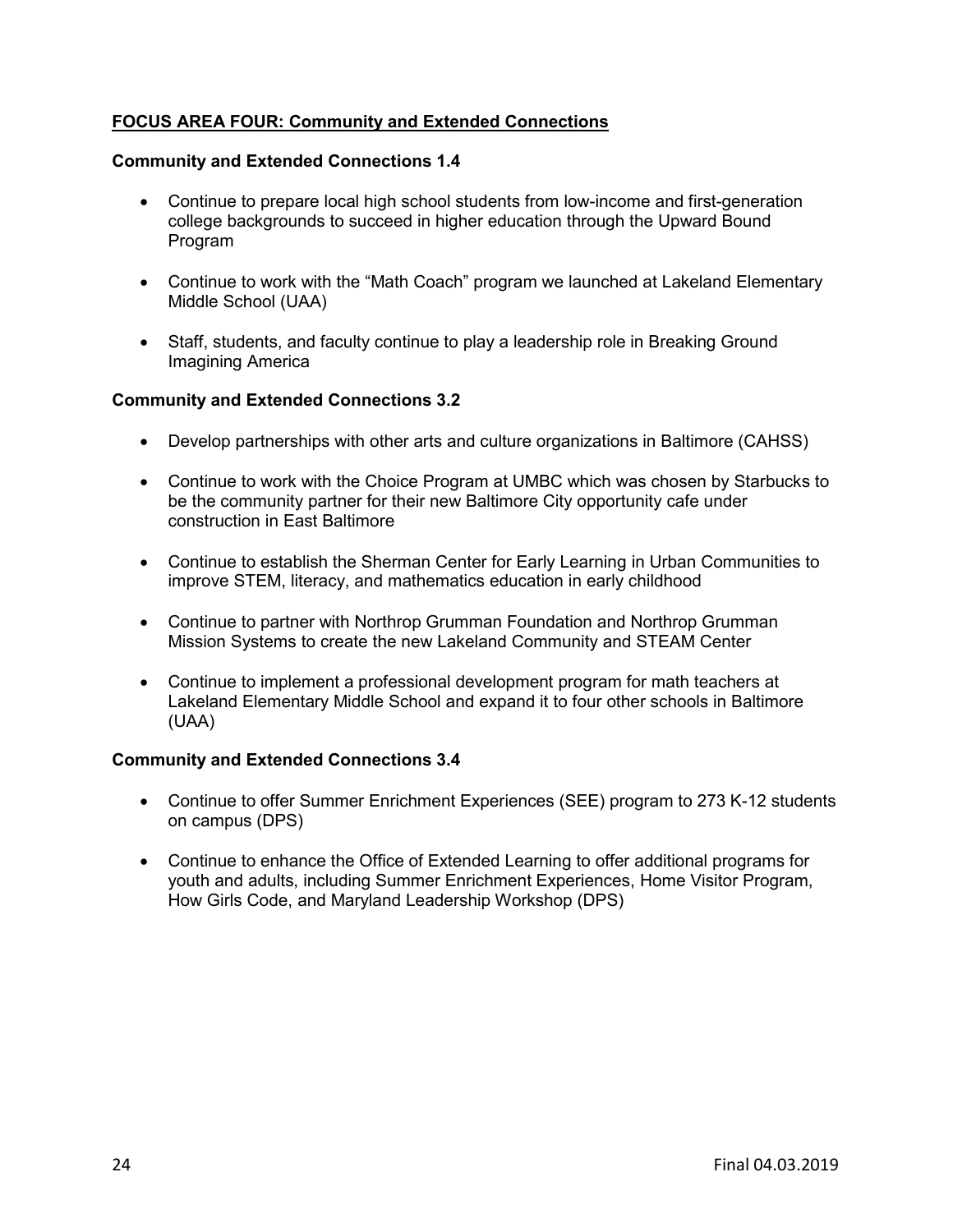## **FOCUS AREA FOUR: Community and Extended Connections**

### Community and Extended Connections 1.4

- Continue to prepare local high school students from low-income and first-generation college backgrounds to succeed in higher education through the Upward Bound Program
- Continue to work with the "Math Coach" program we launched at Lakeland Elementary Middle School (UAA)
- Staff, students, and faculty continue to play a leadership role in Breaking Ground Imagining America

### Community and Extended Connections 3.2

- Develop partnerships with other arts and culture organizations in Baltimore (CAHSS)
- Continue to work with the Choice Program at UMBC which was chosen by Starbucks to be the community partner for their new Baltimore City opportunity cafe under construction in East Baltimore
- Continue to establish the Sherman Center for Early Learning in Urban Communities to improve STEM, literacy, and mathematics education in early childhood
- Continue to partner with Northrop Grumman Foundation and Northrop Grumman Mission Systems to create the new Lakeland Community and STEAM Center
- Continue to implement a professional development program for math teachers at Lakeland Elementary Middle School and expand it to four other schools in Baltimore (UAA)

### Community and Extended Connections 3.4

- Continue to offer Summer Enrichment Experiences (SEE) program to 273 K-12 students on campus (DPS)
- Continue to enhance the Office of Extended Learning to offer additional programs for youth and adults, including Summer Enrichment Experiences, Home Visitor Program, How Girls Code, and Maryland Leadership Workshop (DPS)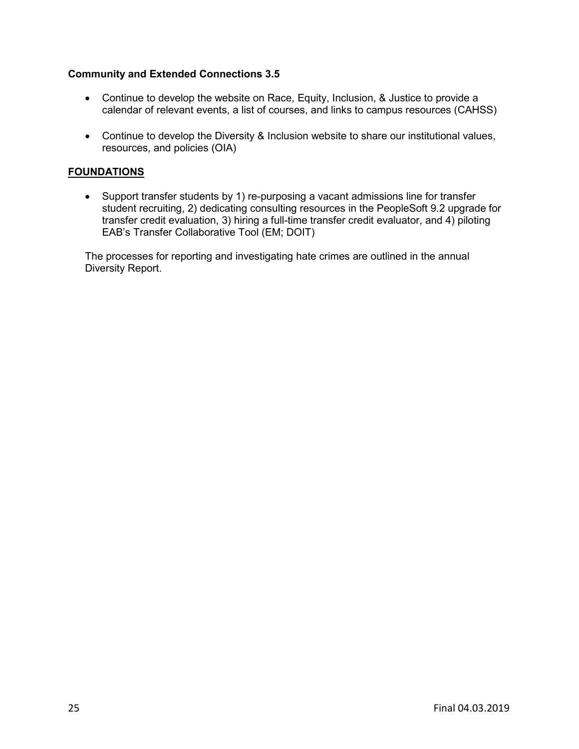**Community and Extended Connections 3.5**

- Continue to develop the website on Race, Equity, Inclusion, & Justice to provide a calendar of relevant events, a list of courses, and links to campus resources (CAHSS)
- Continue to develop the Diversity & Inclusion website to share our institutional values, resources, and policies (OIA)

## FOUNDATIONS

- Support transfer students by 1) re-purposing a vacant admissions line for transfer student recruiting, 2) dedicating consulting resources in the PeopleSoft 9.2 upgrade for transfer credit evaluation, 3) hiring a full-time transfer credit evaluator, and 4) piloting EAB's Transfer Collaborative Tool (EM; DOIT)

The processes for reporting and investigating hate crimes are outlined in the annual Diversity Report.